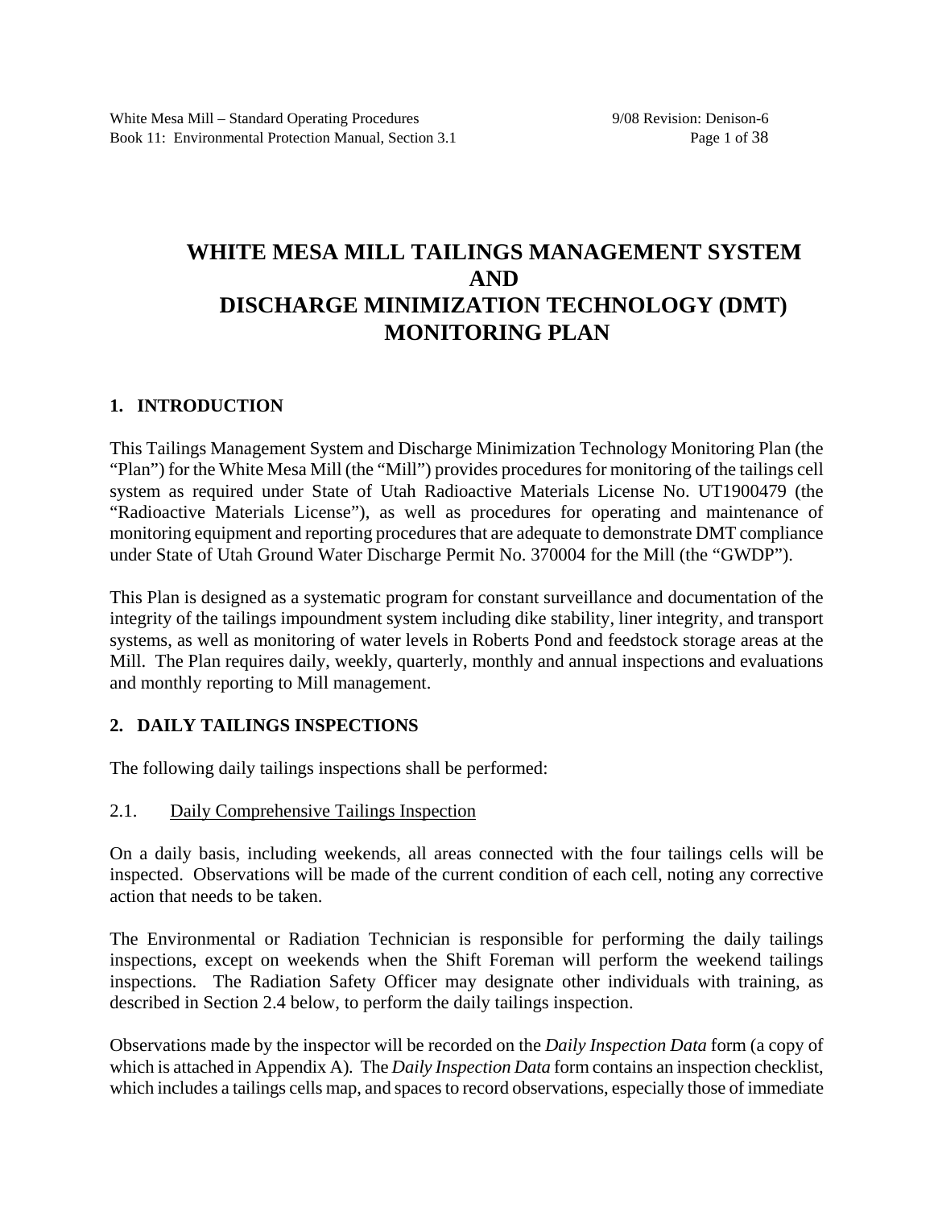# WHITE MESA MILL TAILINGS MANAGEMENT SYSTEM AND DISCHARGE MINIMIZATION TECHNOLOGY (DMT) MONITORING PLAN

## 1. INTRODUCTION

This Tailings Management System and Discharge Minimization Technology Monitoring Plan (the "Plan") for the White Mesa Mill (the "Mill") provides procedures for monitoring of the tailings cell system as required under State of Utah Radioactive Materials License No. UT1900479 (the "Radioactive Materials License"), as well as procedures for operating and maintenance of monitoring equipment and reporting procedures that are adequate to demonstrate DMT compliance under State of Utah Ground Water Discharge Permit No. 370004 for the Mill (the "GWDP").

This Plan is designed as a systematic program for constant surveillance and documentation of the integrity of the tailings impoundment system including dike stability, liner integrity, and transport systems, as well as monitoring of water levels in Roberts Pond and feedstock storage areas at the Mill. The Plan requires daily, weekly, quarterly, monthly and annual inspections and evaluations and monthly reporting to Mill management.

## 2. DAILY TAILINGS INSPECTIONS

The following daily tailings inspections shall be performed:

### 2.1. Daily Comprehensive Tailings Inspection

On a daily basis, including weekends, all areas connected with the four tailings cells will be inspected. Observations will be made of the current condition of each cell, noting any corrective action that needs to be taken.

The Environmental or Radiation Technician is responsible for performing the daily tailings inspections, except on weekends when the Shift Foreman will perform the weekend tailings inspections. The Radiation Safety Officer may designate other individuals with training, as described in Section 2.4 below, to perform the daily tailings inspection.

Observations made by the inspector will be recorded on the *Daily Inspection Data* form (a copy of which is attached in Appendix A). The *Daily Inspection Data* form contains an inspection checklist, which includes a tailings cells map, and spaces to record observations, especially those of immediate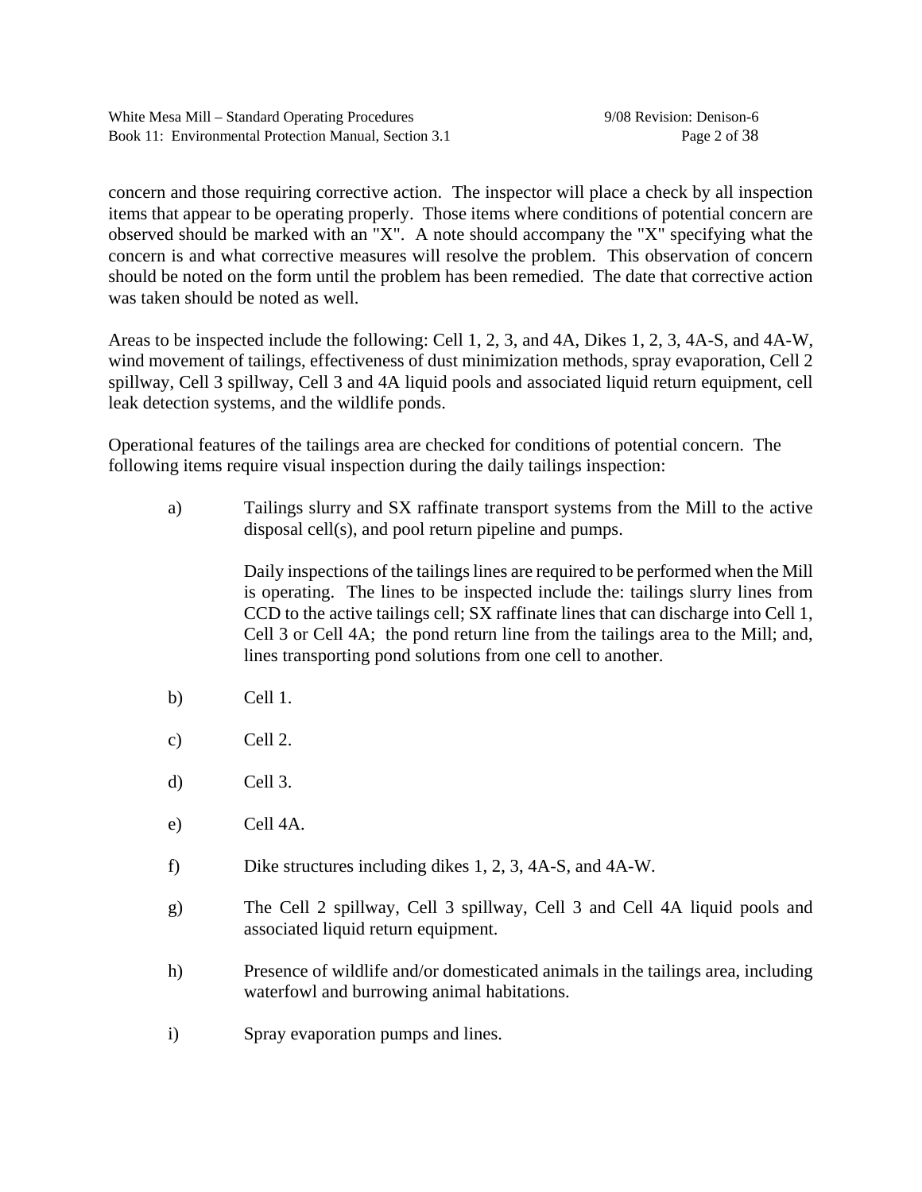concern and those requiring corrective action. The inspector will place a check by all inspection items that appear to be operating properly. Those items where conditions of potential concern are observed should be marked with an "X". A note should accompany the "X" specifying what the concern is and what corrective measures will resolve the problem. This observation of concern should be noted on the form until the problem has been remedied. The date that corrective action was taken should be noted as well.

Areas to be inspected include the following: Cell 1, 2, 3, and 4A, Dikes 1, 2, 3, 4A-S, and 4A-W, wind movement of tailings, effectiveness of dust minimization methods, spray evaporation, Cell 2 spillway, Cell 3 spillway, Cell 3 and 4A liquid pools and associated liquid return equipment, cell leak detection systems, and the wildlife ponds.

Operational features of the tailings area are checked for conditions of potential concern. The following items require visual inspection during the daily tailings inspection:

a) Tailings slurry and SX raffinate transport systems from the Mill to the active disposal cell(s), and pool return pipeline and pumps.

   Daily inspections of the tailings lines are required to be performed when the Mill is operating. The lines to be inspected include the: tailings slurry lines from CCD to the active tailings cell; SX raffinate lines that can discharge into Cell 1, Cell 3 or Cell 4A; the pond return line from the tailings area to the Mill; and, lines transporting pond solutions from one cell to another.

b) Cell 1.

c) Cell 2.

d) Cell 3.

e) Cell 4A.

f) Dike structures including dikes 1, 2, 3, 4A-S, and 4A-W.

g) The Cell 2 spillway, Cell 3 spillway, Cell 3 and Cell 4A liquid pools and associated liquid return equipment.

h) Presence of wildlife and/or domesticated animals in the tailings area, including waterfowl and burrowing animal habitations.

i) Spray evaporation pumps and lines.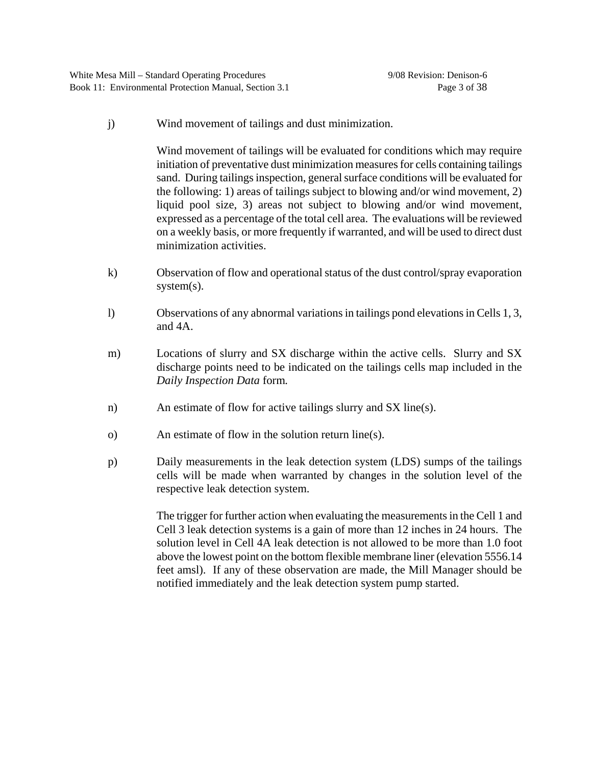j) Wind movement of tailings and dust minimization.

Wind movement of tailings will be evaluated for conditions which may require initiation of preventative dust minimization measures for cells containing tailings sand. During tailings inspection, general surface conditions will be evaluated for the following: 1) areas of tailings subject to blowing and/or wind movement, 2) liquid pool size, 3) areas not subject to blowing and/or wind movement, expressed as a percentage of the total cell area. The evaluations will be reviewed on a weekly basis, or more frequently if warranted, and will be used to direct dust minimization activities.

k) Observation of flow and operational status of the dust control/spray evaporation system(s).

l) Observations of any abnormal variations in tailings pond elevations in Cells 1, 3, and 4A.

m) Locations of slurry and SX discharge within the active cells. Slurry and SX discharge points need to be indicated on the tailings cells map included in the *Daily Inspection Data* form.

n) An estimate of flow for active tailings slurry and SX line(s).

o) An estimate of flow in the solution return line(s).

p) Daily measurements in the leak detection system (LDS) sumps of the tailings cells will be made when warranted by changes in the solution level of the respective leak detection system.

The trigger for further action when evaluating the measurements in the Cell 1 and Cell 3 leak detection systems is a gain of more than 12 inches in 24 hours. The solution level in Cell 4A leak detection is not allowed to be more than 1.0 foot above the lowest point on the bottom flexible membrane liner (elevation 5556.14 feet amsl). If any of these observation are made, the Mill Manager should be notified immediately and the leak detection system pump started.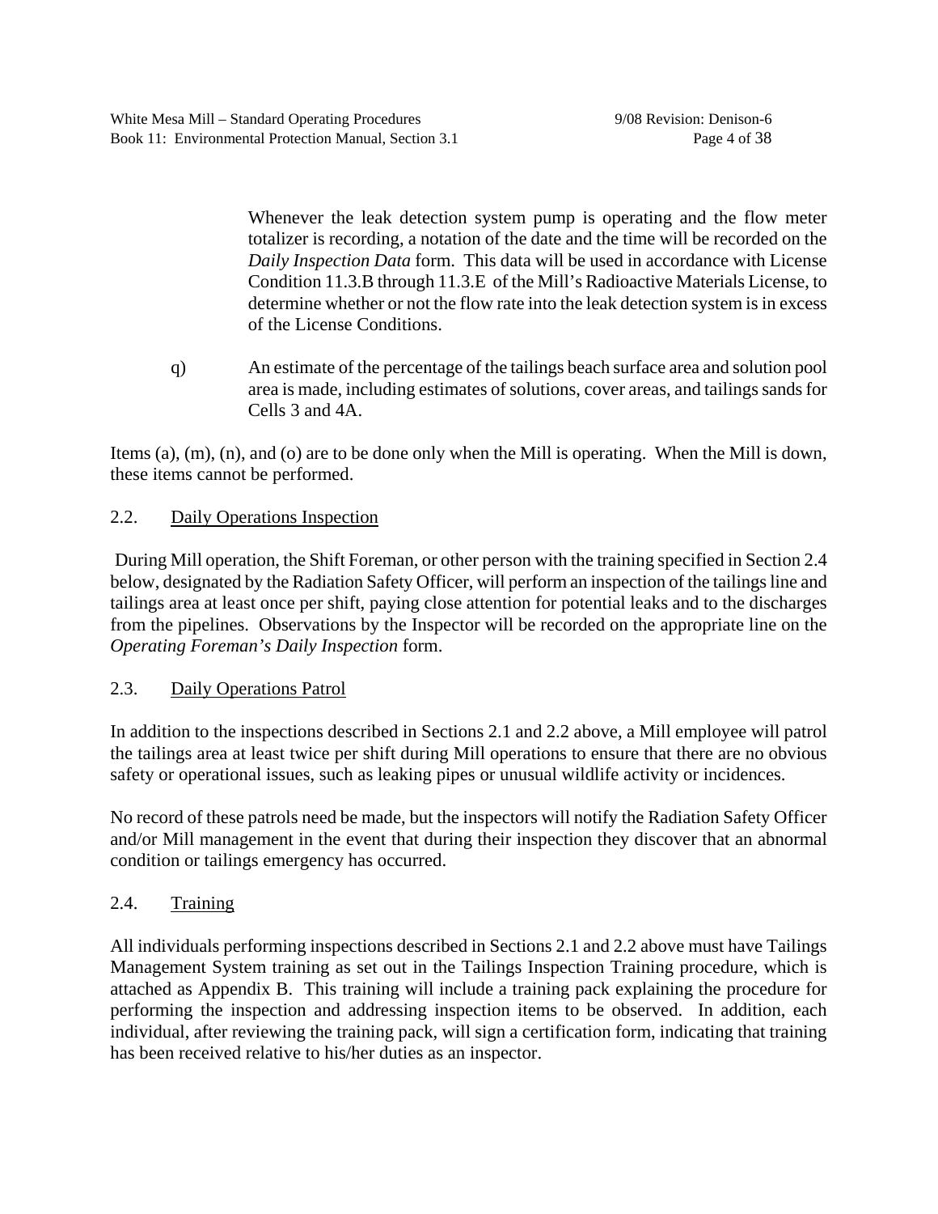Whenever the leak detection system pump is operating and the flow meter totalizer is recording, a notation of the date and the time will be recorded on the *Daily Inspection Data* form. This data will be used in accordance with License Condition 11.3.B through 11.3.E of the Mill's Radioactive Materials License, to determine whether or not the flow rate into the leak detection system is in excess of the License Conditions.

q) An estimate of the percentage of the tailings beach surface area and solution pool area is made, including estimates of solutions, cover areas, and tailings sands for Cells 3 and 4A.

Items (a), (m), (n), and (o) are to be done only when the Mill is operating. When the Mill is down, these items cannot be performed.

## 2.2. Daily Operations Inspection

During Mill operation, the Shift Foreman, or other person with the training specified in Section 2.4 below, designated by the Radiation Safety Officer, will perform an inspection of the tailings line and tailings area at least once per shift, paying close attention for potential leaks and to the discharges from the pipelines. Observations by the Inspector will be recorded on the appropriate line on the *Operating Foreman's Daily Inspection* form.

## 2.3. Daily Operations Patrol

In addition to the inspections described in Sections 2.1 and 2.2 above, a Mill employee will patrol the tailings area at least twice per shift during Mill operations to ensure that there are no obvious safety or operational issues, such as leaking pipes or unusual wildlife activity or incidences.

No record of these patrols need be made, but the inspectors will notify the Radiation Safety Officer and/or Mill management in the event that during their inspection they discover that an abnormal condition or tailings emergency has occurred.

## 2.4. Training

All individuals performing inspections described in Sections 2.1 and 2.2 above must have Tailings Management System training as set out in the Tailings Inspection Training procedure, which is attached as Appendix B. This training will include a training pack explaining the procedure for performing the inspection and addressing inspection items to be observed. In addition, each individual, after reviewing the training pack, will sign a certification form, indicating that training has been received relative to his/her duties as an inspector.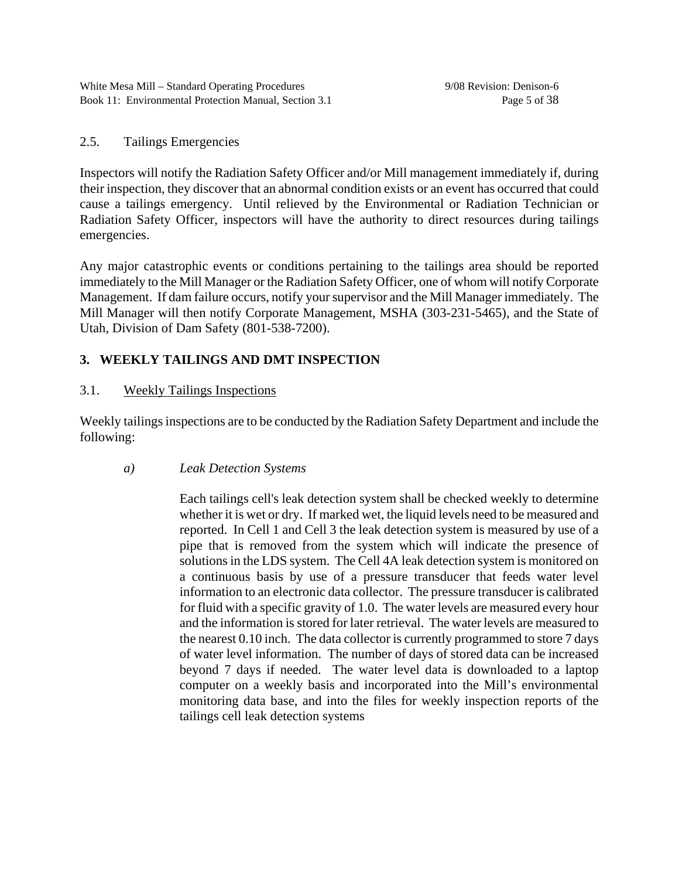### 2.5. Tailings Emergencies

Inspectors will notify the Radiation Safety Officer and/or Mill management immediately if, during their inspection, they discover that an abnormal condition exists or an event has occurred that could cause a tailings emergency. Until relieved by the Environmental or Radiation Technician or Radiation Safety Officer, inspectors will have the authority to direct resources during tailings emergencies.

Any major catastrophic events or conditions pertaining to the tailings area should be reported immediately to the Mill Manager or the Radiation Safety Officer, one of whom will notify Corporate Management. If dam failure occurs, notify your supervisor and the Mill Manager immediately. The Mill Manager will then notify Corporate Management, MSHA (303-231-5465), and the State of Utah, Division of Dam Safety (801-538-7200).

## 3. WEEKLY TAILINGS AND DMT INSPECTION

### 3.1. Weekly Tailings Inspections

Weekly tailings inspections are to be conducted by the Radiation Safety Department and include the following:

*a) Leak Detection Systems*

Each tailings cell's leak detection system shall be checked weekly to determine whether it is wet or dry. If marked wet, the liquid levels need to be measured and reported. In Cell 1 and Cell 3 the leak detection system is measured by use of a pipe that is removed from the system which will indicate the presence of solutions in the LDS system. The Cell 4A leak detection system is monitored on a continuous basis by use of a pressure transducer that feeds water level information to an electronic data collector. The pressure transducer is calibrated for fluid with a specific gravity of 1.0. The water levels are measured every hour and the information is stored for later retrieval. The water levels are measured to the nearest 0.10 inch. The data collector is currently programmed to store 7 days of water level information. The number of days of stored data can be increased beyond 7 days if needed. The water level data is downloaded to a laptop computer on a weekly basis and incorporated into the Mill's environmental monitoring data base, and into the files for weekly inspection reports of the tailings cell leak detection systems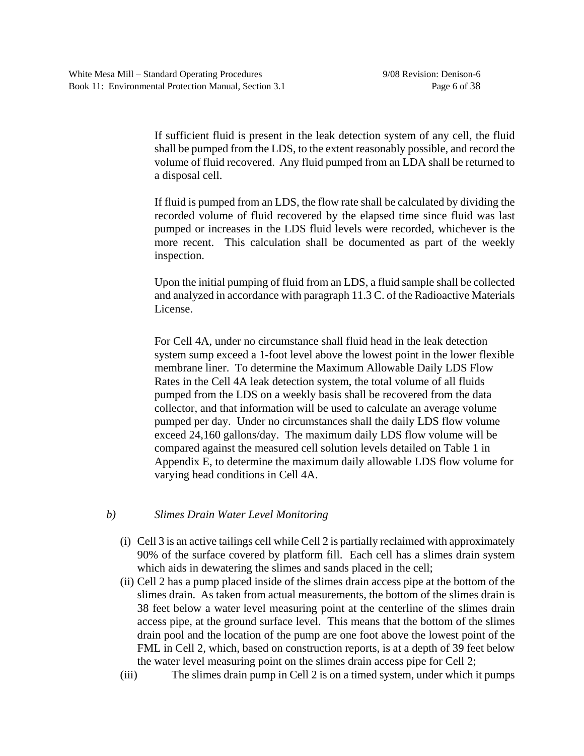If sufficient fluid is present in the leak detection system of any cell, the fluid shall be pumped from the LDS, to the extent reasonably possible, and record the volume of fluid recovered. Any fluid pumped from an LDA shall be returned to a disposal cell.

If fluid is pumped from an LDS, the flow rate shall be calculated by dividing the recorded volume of fluid recovered by the elapsed time since fluid was last pumped or increases in the LDS fluid levels were recorded, whichever is the more recent. This calculation shall be documented as part of the weekly inspection.

Upon the initial pumping of fluid from an LDS, a fluid sample shall be collected and analyzed in accordance with paragraph 11.3 C. of the Radioactive Materials License.

For Cell 4A, under no circumstance shall fluid head in the leak detection system sump exceed a 1-foot level above the lowest point in the lower flexible membrane liner. To determine the Maximum Allowable Daily LDS Flow Rates in the Cell 4A leak detection system, the total volume of all fluids pumped from the LDS on a weekly basis shall be recovered from the data collector, and that information will be used to calculate an average volume pumped per day. Under no circumstances shall the daily LDS flow volume exceed 24,160 gallons/day. The maximum daily LDS flow volume will be compared against the measured cell solution levels detailed on Table 1 in Appendix E, to determine the maximum daily allowable LDS flow volume for varying head conditions in Cell 4A.

*b) Slimes Drain Water Level Monitoring*

(i) Cell 3 is an active tailings cell while Cell 2 is partially reclaimed with approximately 90% of the surface covered by platform fill. Each cell has a slimes drain system which aids in dewatering the slimes and sands placed in the cell;

(ii) Cell 2 has a pump placed inside of the slimes drain access pipe at the bottom of the slimes drain. As taken from actual measurements, the bottom of the slimes drain is 38 feet below a water level measuring point at the centerline of the slimes drain access pipe, at the ground surface level. This means that the bottom of the slimes drain pool and the location of the pump are one foot above the lowest point of the FML in Cell 2, which, based on construction reports, is at a depth of 39 feet below the water level measuring point on the slimes drain access pipe for Cell 2;

(iii) The slimes drain pump in Cell 2 is on a timed system, under which it pumps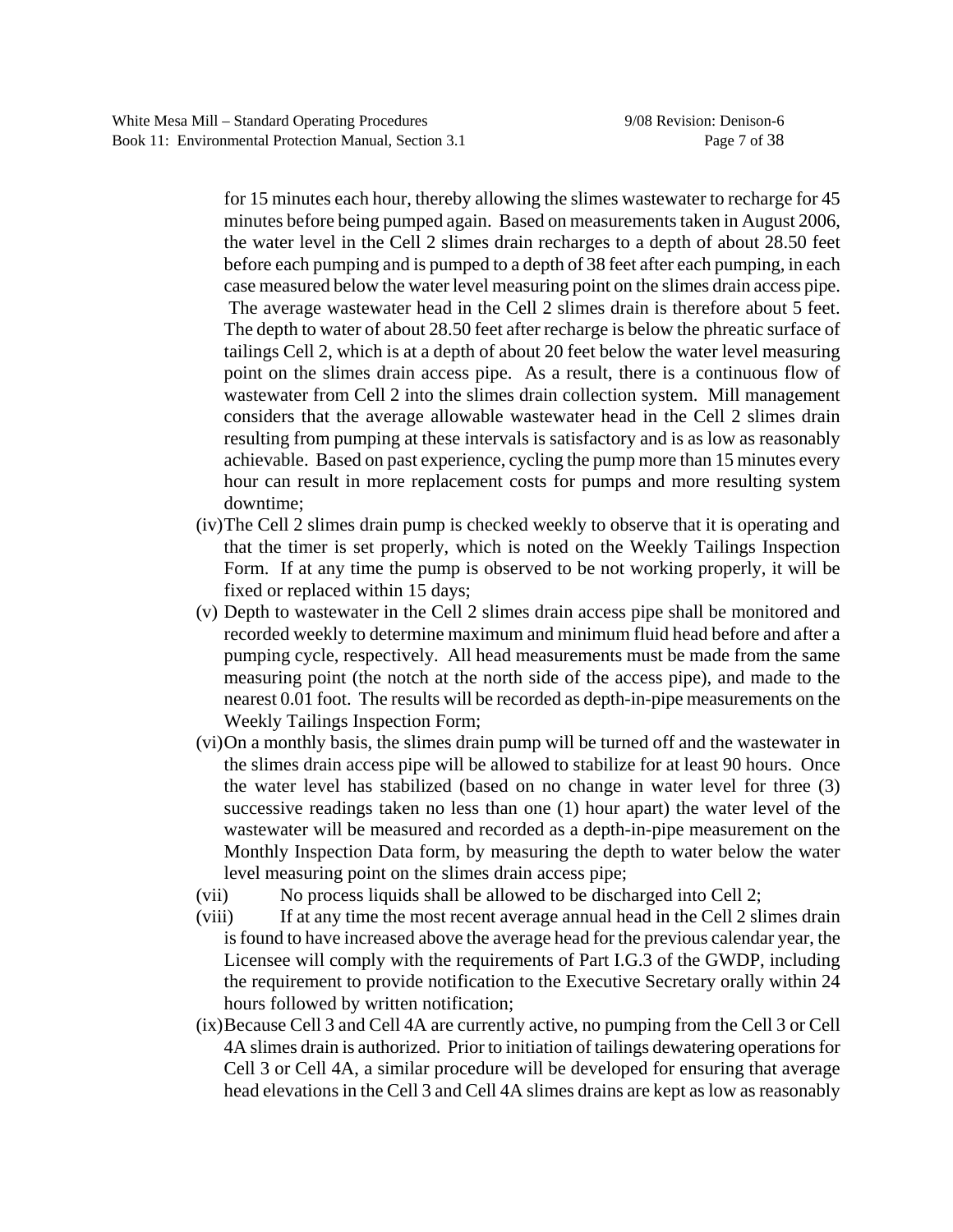for 15 minutes each hour, thereby allowing the slimes wastewater to recharge for 45 minutes before being pumped again. Based on measurements taken in August 2006, the water level in the Cell 2 slimes drain recharges to a depth of about 28.50 feet before each pumping and is pumped to a depth of 38 feet after each pumping, in each case measured below the water level measuring point on the slimes drain access pipe. The average wastewater head in the Cell 2 slimes drain is therefore about 5 feet. The depth to water of about 28.50 feet after recharge is below the phreatic surface of tailings Cell 2, which is at a depth of about 20 feet below the water level measuring point on the slimes drain access pipe. As a result, there is a continuous flow of wastewater from Cell 2 into the slimes drain collection system. Mill management considers that the average allowable wastewater head in the Cell 2 slimes drain resulting from pumping at these intervals is satisfactory and is as low as reasonably achievable. Based on past experience, cycling the pump more than 15 minutes every hour can result in more replacement costs for pumps and more resulting system downtime;

(iv) The Cell 2 slimes drain pump is checked weekly to observe that it is operating and that the timer is set properly, which is noted on the Weekly Tailings Inspection Form. If at any time the pump is observed to be not working properly, it will be fixed or replaced within 15 days;

(v) Depth to wastewater in the Cell 2 slimes drain access pipe shall be monitored and recorded weekly to determine maximum and minimum fluid head before and after a pumping cycle, respectively. All head measurements must be made from the same measuring point (the notch at the north side of the access pipe), and made to the nearest 0.01 foot. The results will be recorded as depth-in-pipe measurements on the Weekly Tailings Inspection Form;

(vi) On a monthly basis, the slimes drain pump will be turned off and the wastewater in the slimes drain access pipe will be allowed to stabilize for at least 90 hours. Once the water level has stabilized (based on no change in water level for three (3) successive readings taken no less than one (1) hour apart) the water level of the wastewater will be measured and recorded as a depth-in-pipe measurement on the Monthly Inspection Data form, by measuring the depth to water below the water level measuring point on the slimes drain access pipe;

(vii) No process liquids shall be allowed to be discharged into Cell 2;

(viii) If at any time the most recent average annual head in the Cell 2 slimes drain is found to have increased above the average head for the previous calendar year, the Licensee will comply with the requirements of Part I.G.3 of the GWDP, including the requirement to provide notification to the Executive Secretary orally within 24 hours followed by written notification;

(ix) Because Cell 3 and Cell 4A are currently active, no pumping from the Cell 3 or Cell 4A slimes drain is authorized. Prior to initiation of tailings dewatering operations for Cell 3 or Cell 4A, a similar procedure will be developed for ensuring that average head elevations in the Cell 3 and Cell 4A slimes drains are kept as low as reasonably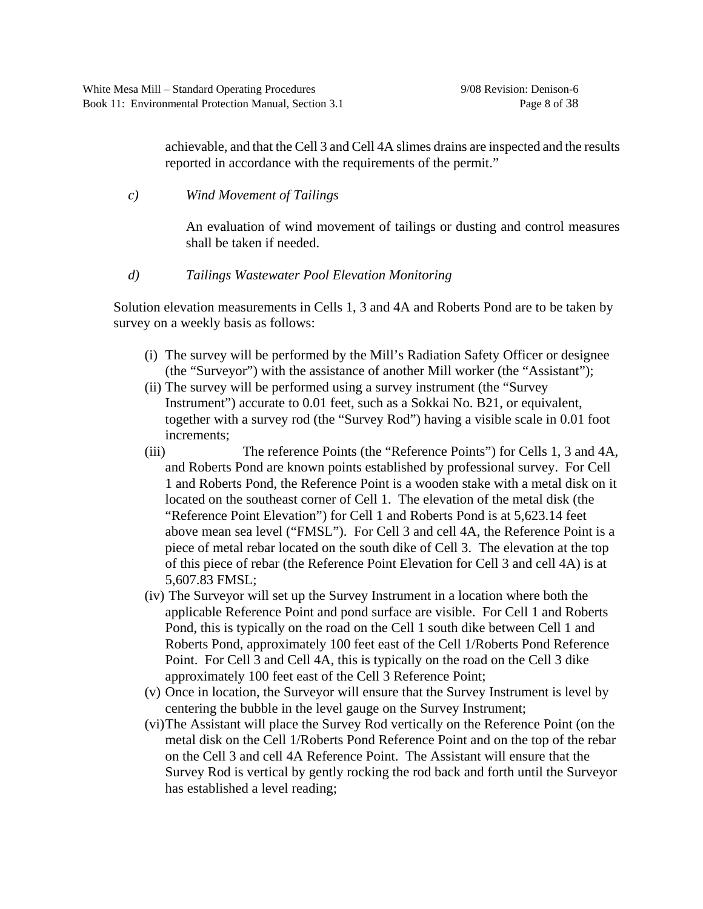achievable, and that the Cell 3 and Cell 4A slimes drains are inspected and the results reported in accordance with the requirements of the permit."

*c) Wind Movement of Tailings*

An evaluation of wind movement of tailings or dusting and control measures shall be taken if needed.

*d) Tailings Wastewater Pool Elevation Monitoring*

Solution elevation measurements in Cells 1, 3 and 4A and Roberts Pond are to be taken by survey on a weekly basis as follows:

(i) The survey will be performed by the Mill's Radiation Safety Officer or designee (the "Surveyor") with the assistance of another Mill worker (the "Assistant");

(ii) The survey will be performed using a survey instrument (the "Survey Instrument") accurate to 0.01 feet, such as a Sokkai No. B21, or equivalent, together with a survey rod (the "Survey Rod") having a visible scale in 0.01 foot increments;

(iii) The reference Points (the "Reference Points") for Cells 1, 3 and 4A, and Roberts Pond are known points established by professional survey. For Cell 1 and Roberts Pond, the Reference Point is a wooden stake with a metal disk on it located on the southeast corner of Cell 1. The elevation of the metal disk (the "Reference Point Elevation") for Cell 1 and Roberts Pond is at 5,623.14 feet above mean sea level ("FMSL"). For Cell 3 and cell 4A, the Reference Point is a piece of metal rebar located on the south dike of Cell 3. The elevation at the top of this piece of rebar (the Reference Point Elevation for Cell 3 and cell 4A) is at 5,607.83 FMSL;

(iv) The Surveyor will set up the Survey Instrument in a location where both the applicable Reference Point and pond surface are visible. For Cell 1 and Roberts Pond, this is typically on the road on the Cell 1 south dike between Cell 1 and Roberts Pond, approximately 100 feet east of the Cell 1/Roberts Pond Reference Point. For Cell 3 and Cell 4A, this is typically on the road on the Cell 3 dike approximately 100 feet east of the Cell 3 Reference Point;

(v) Once in location, the Surveyor will ensure that the Survey Instrument is level by centering the bubble in the level gauge on the Survey Instrument;

(vi) The Assistant will place the Survey Rod vertically on the Reference Point (on the metal disk on the Cell 1/Roberts Pond Reference Point and on the top of the rebar on the Cell 3 and cell 4A Reference Point. The Assistant will ensure that the Survey Rod is vertical by gently rocking the rod back and forth until the Surveyor has established a level reading;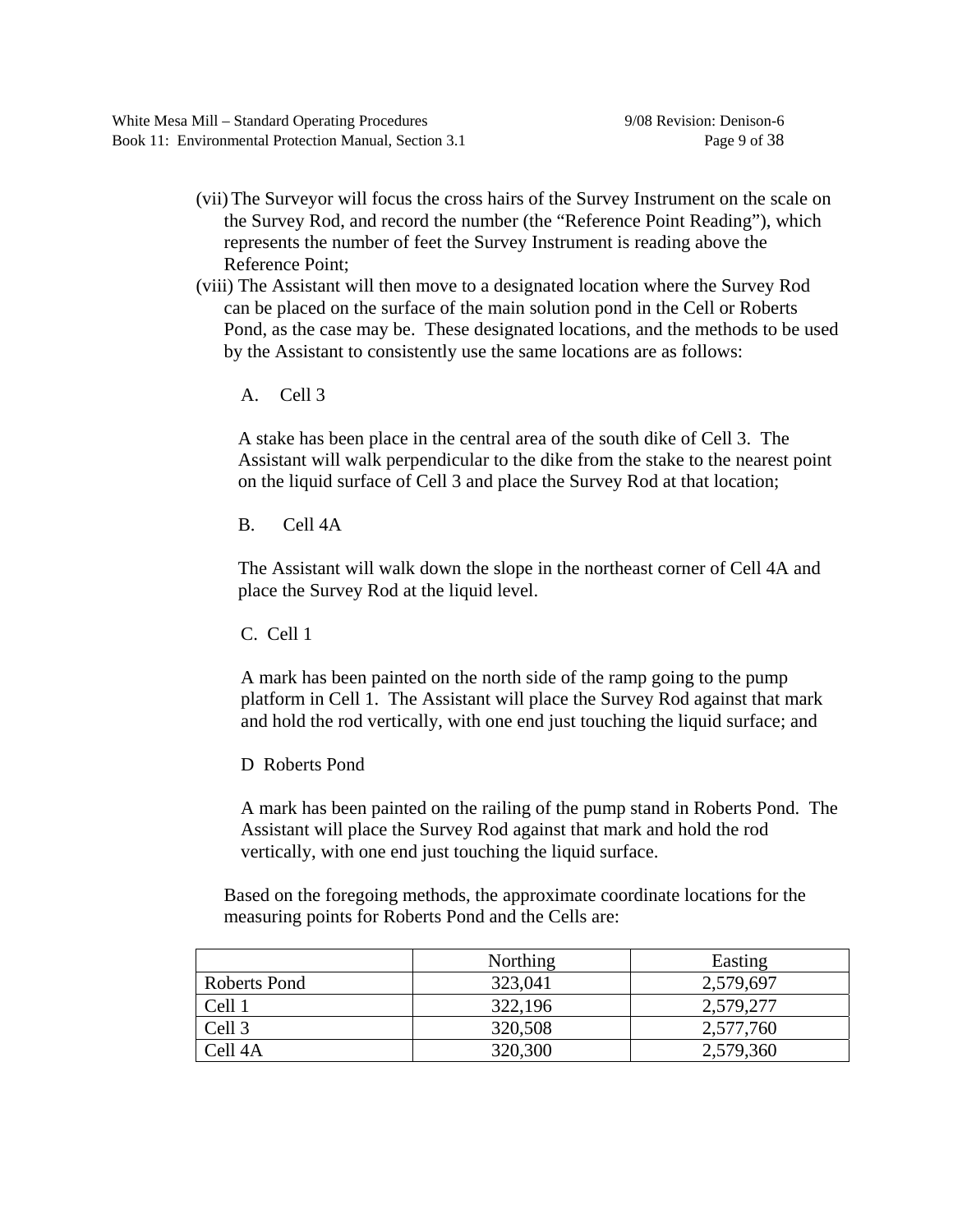(vii) The Surveyor will focus the cross hairs of the Survey Instrument on the scale on the Survey Rod, and record the number (the "Reference Point Reading"), which represents the number of feet the Survey Instrument is reading above the Reference Point;

(viii) The Assistant will then move to a designated location where the Survey Rod can be placed on the surface of the main solution pond in the Cell or Roberts Pond, as the case may be. These designated locations, and the methods to be used by the Assistant to consistently use the same locations are as follows:

A. Cell 3

A stake has been place in the central area of the south dike of Cell 3. The Assistant will walk perpendicular to the dike from the stake to the nearest point on the liquid surface of Cell 3 and place the Survey Rod at that location;

B. Cell 4A

The Assistant will walk down the slope in the northeast corner of Cell 4A and place the Survey Rod at the liquid level.

C. Cell 1

A mark has been painted on the north side of the ramp going to the pump platform in Cell 1. The Assistant will place the Survey Rod against that mark and hold the rod vertically, with one end just touching the liquid surface; and

D Roberts Pond

A mark has been painted on the railing of the pump stand in Roberts Pond. The Assistant will place the Survey Rod against that mark and hold the rod vertically, with one end just touching the liquid surface.

Based on the foregoing methods, the approximate coordinate locations for the measuring points for Roberts Pond and the Cells are:

| | Northing | Easting |
|---|---|---|
| Roberts Pond | 323,041 | 2,579,697 |
| Cell 1 | 322,196 | 2,579,277 |
| Cell 3 | 320,508 | 2,577,760 |
| Cell 4A | 320,300 | 2,579,360 |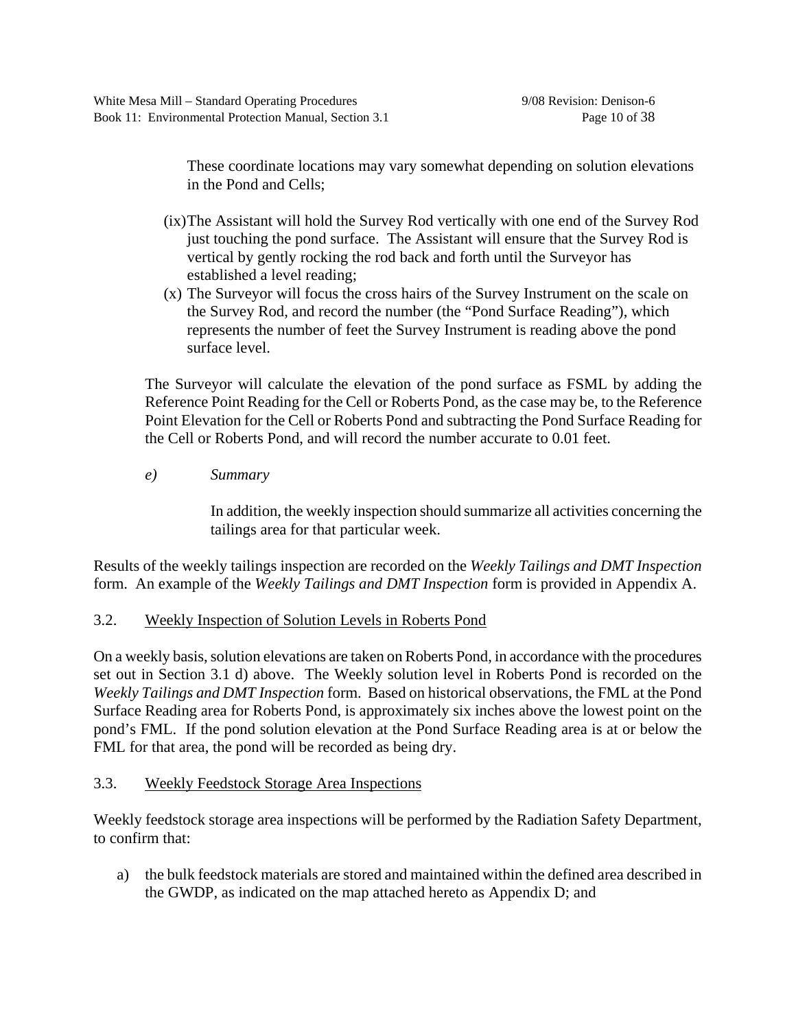These coordinate locations may vary somewhat depending on solution elevations in the Pond and Cells;

(ix) The Assistant will hold the Survey Rod vertically with one end of the Survey Rod just touching the pond surface. The Assistant will ensure that the Survey Rod is vertical by gently rocking the rod back and forth until the Surveyor has established a level reading;

(x) The Surveyor will focus the cross hairs of the Survey Instrument on the scale on the Survey Rod, and record the number (the "Pond Surface Reading"), which represents the number of feet the Survey Instrument is reading above the pond surface level.

The Surveyor will calculate the elevation of the pond surface as FSML by adding the Reference Point Reading for the Cell or Roberts Pond, as the case may be, to the Reference Point Elevation for the Cell or Roberts Pond and subtracting the Pond Surface Reading for the Cell or Roberts Pond, and will record the number accurate to 0.01 feet.

*e) Summary*

In addition, the weekly inspection should summarize all activities concerning the tailings area for that particular week.

Results of the weekly tailings inspection are recorded on the *Weekly Tailings and DMT Inspection* form. An example of the *Weekly Tailings and DMT Inspection* form is provided in Appendix A.

## 3.2. Weekly Inspection of Solution Levels in Roberts Pond

On a weekly basis, solution elevations are taken on Roberts Pond, in accordance with the procedures set out in Section 3.1 d) above. The Weekly solution level in Roberts Pond is recorded on the *Weekly Tailings and DMT Inspection* form. Based on historical observations, the FML at the Pond Surface Reading area for Roberts Pond, is approximately six inches above the lowest point on the pond's FML. If the pond solution elevation at the Pond Surface Reading area is at or below the FML for that area, the pond will be recorded as being dry.

## 3.3. Weekly Feedstock Storage Area Inspections

Weekly feedstock storage area inspections will be performed by the Radiation Safety Department, to confirm that:

a) the bulk feedstock materials are stored and maintained within the defined area described in the GWDP, as indicated on the map attached hereto as Appendix D; and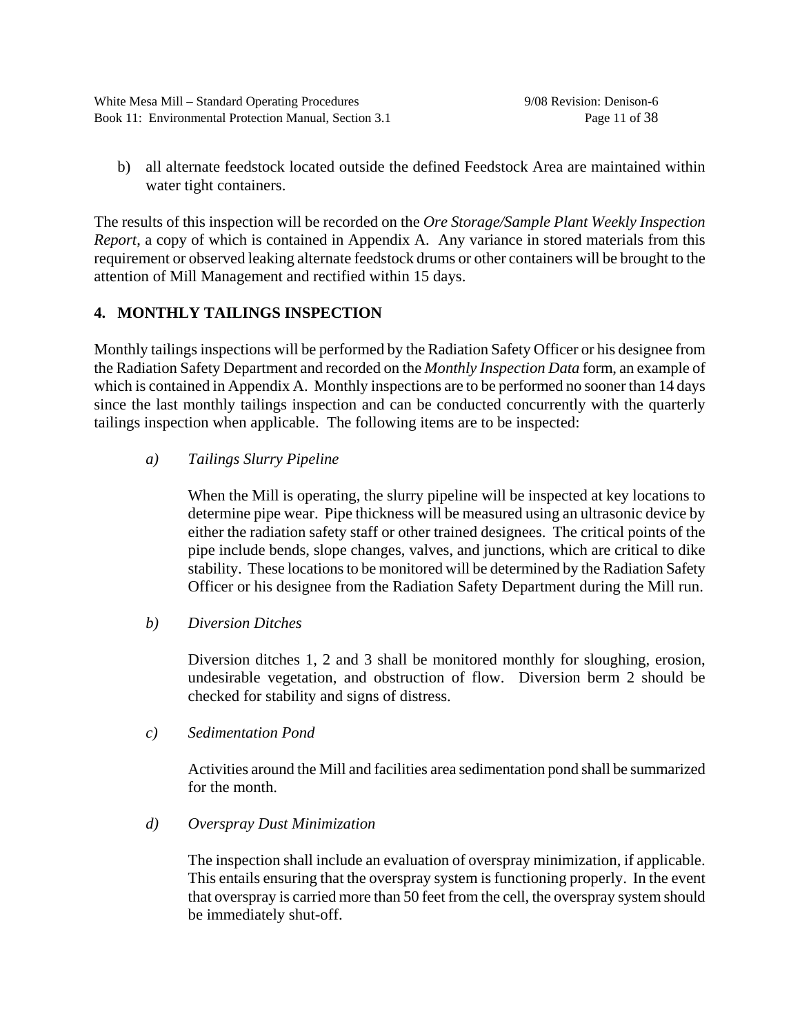b) all alternate feedstock located outside the defined Feedstock Area are maintained within water tight containers.

The results of this inspection will be recorded on the *Ore Storage/Sample Plant Weekly Inspection Report*, a copy of which is contained in Appendix A. Any variance in stored materials from this requirement or observed leaking alternate feedstock drums or other containers will be brought to the attention of Mill Management and rectified within 15 days.

## 4. MONTHLY TAILINGS INSPECTION

Monthly tailings inspections will be performed by the Radiation Safety Officer or his designee from the Radiation Safety Department and recorded on the *Monthly Inspection Data* form, an example of which is contained in Appendix A. Monthly inspections are to be performed no sooner than 14 days since the last monthly tailings inspection and can be conducted concurrently with the quarterly tailings inspection when applicable. The following items are to be inspected:

*a) Tailings Slurry Pipeline*

When the Mill is operating, the slurry pipeline will be inspected at key locations to determine pipe wear. Pipe thickness will be measured using an ultrasonic device by either the radiation safety staff or other trained designees. The critical points of the pipe include bends, slope changes, valves, and junctions, which are critical to dike stability. These locations to be monitored will be determined by the Radiation Safety Officer or his designee from the Radiation Safety Department during the Mill run.

*b) Diversion Ditches*

Diversion ditches 1, 2 and 3 shall be monitored monthly for sloughing, erosion, undesirable vegetation, and obstruction of flow. Diversion berm 2 should be checked for stability and signs of distress.

*c) Sedimentation Pond*

Activities around the Mill and facilities area sedimentation pond shall be summarized for the month.

*d) Overspray Dust Minimization*

The inspection shall include an evaluation of overspray minimization, if applicable. This entails ensuring that the overspray system is functioning properly. In the event that overspray is carried more than 50 feet from the cell, the overspray system should be immediately shut-off.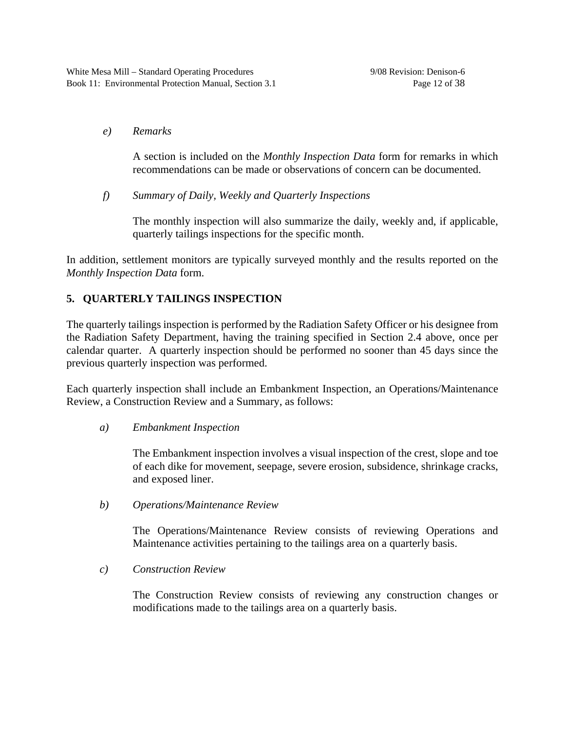*e) Remarks*

A section is included on the *Monthly Inspection Data* form for remarks in which recommendations can be made or observations of concern can be documented.

*f) Summary of Daily, Weekly and Quarterly Inspections*

The monthly inspection will also summarize the daily, weekly and, if applicable, quarterly tailings inspections for the specific month.

In addition, settlement monitors are typically surveyed monthly and the results reported on the *Monthly Inspection Data* form.

## 5. QUARTERLY TAILINGS INSPECTION

The quarterly tailings inspection is performed by the Radiation Safety Officer or his designee from the Radiation Safety Department, having the training specified in Section 2.4 above, once per calendar quarter. A quarterly inspection should be performed no sooner than 45 days since the previous quarterly inspection was performed.

Each quarterly inspection shall include an Embankment Inspection, an Operations/Maintenance Review, a Construction Review and a Summary, as follows:

*a) Embankment Inspection*

The Embankment inspection involves a visual inspection of the crest, slope and toe of each dike for movement, seepage, severe erosion, subsidence, shrinkage cracks, and exposed liner.

*b) Operations/Maintenance Review*

The Operations/Maintenance Review consists of reviewing Operations and Maintenance activities pertaining to the tailings area on a quarterly basis.

*c) Construction Review*

The Construction Review consists of reviewing any construction changes or modifications made to the tailings area on a quarterly basis.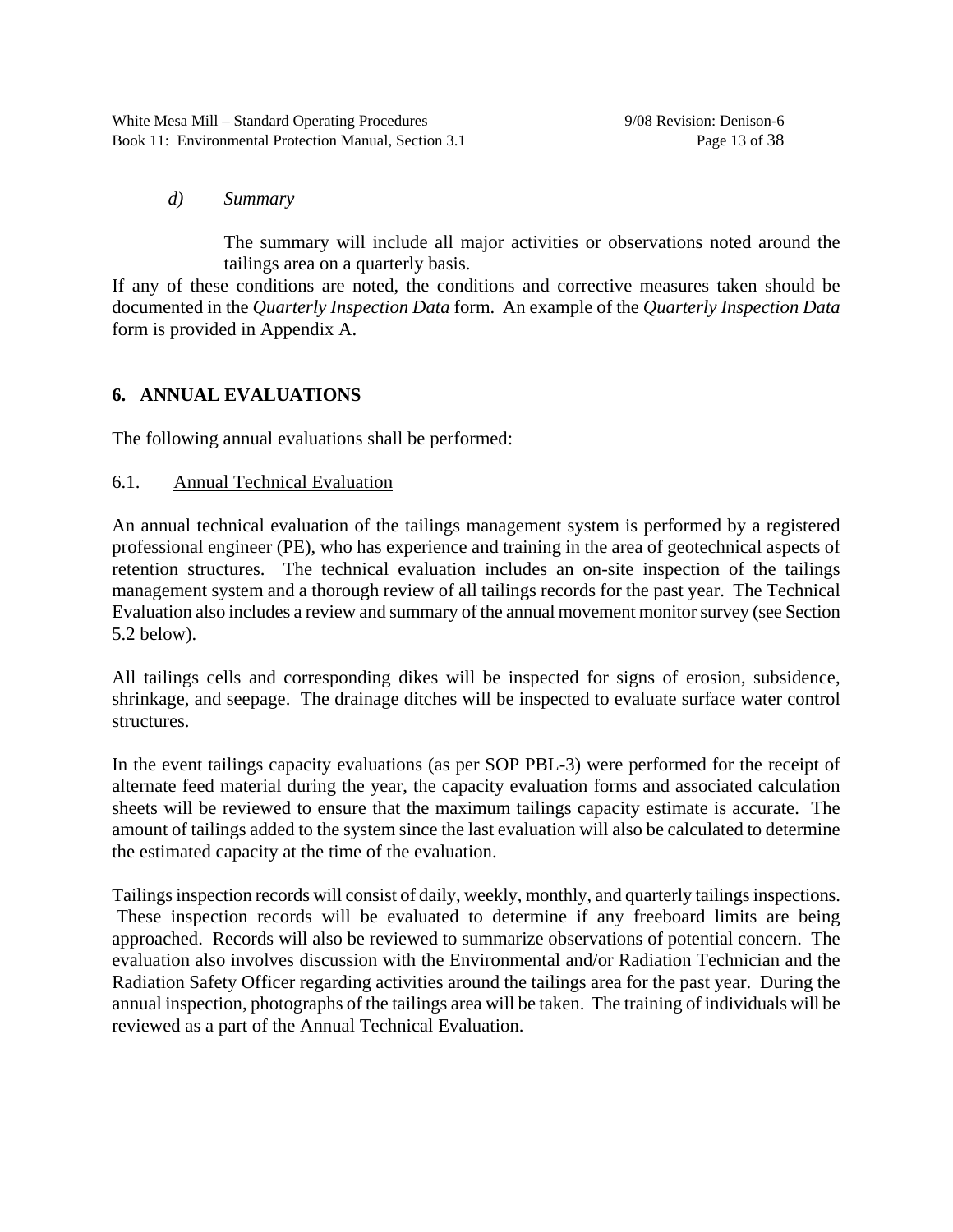*d) Summary*

The summary will include all major activities or observations noted around the tailings area on a quarterly basis.

If any of these conditions are noted, the conditions and corrective measures taken should be documented in the *Quarterly Inspection Data* form. An example of the *Quarterly Inspection Data* form is provided in Appendix A.

## 6. ANNUAL EVALUATIONS

The following annual evaluations shall be performed:

### 6.1. Annual Technical Evaluation

An annual technical evaluation of the tailings management system is performed by a registered professional engineer (PE), who has experience and training in the area of geotechnical aspects of retention structures. The technical evaluation includes an on-site inspection of the tailings management system and a thorough review of all tailings records for the past year. The Technical Evaluation also includes a review and summary of the annual movement monitor survey (see Section 5.2 below).

All tailings cells and corresponding dikes will be inspected for signs of erosion, subsidence, shrinkage, and seepage. The drainage ditches will be inspected to evaluate surface water control structures.

In the event tailings capacity evaluations (as per SOP PBL-3) were performed for the receipt of alternate feed material during the year, the capacity evaluation forms and associated calculation sheets will be reviewed to ensure that the maximum tailings capacity estimate is accurate. The amount of tailings added to the system since the last evaluation will also be calculated to determine the estimated capacity at the time of the evaluation.

Tailings inspection records will consist of daily, weekly, monthly, and quarterly tailings inspections. These inspection records will be evaluated to determine if any freeboard limits are being approached. Records will also be reviewed to summarize observations of potential concern. The evaluation also involves discussion with the Environmental and/or Radiation Technician and the Radiation Safety Officer regarding activities around the tailings area for the past year. During the annual inspection, photographs of the tailings area will be taken. The training of individuals will be reviewed as a part of the Annual Technical Evaluation.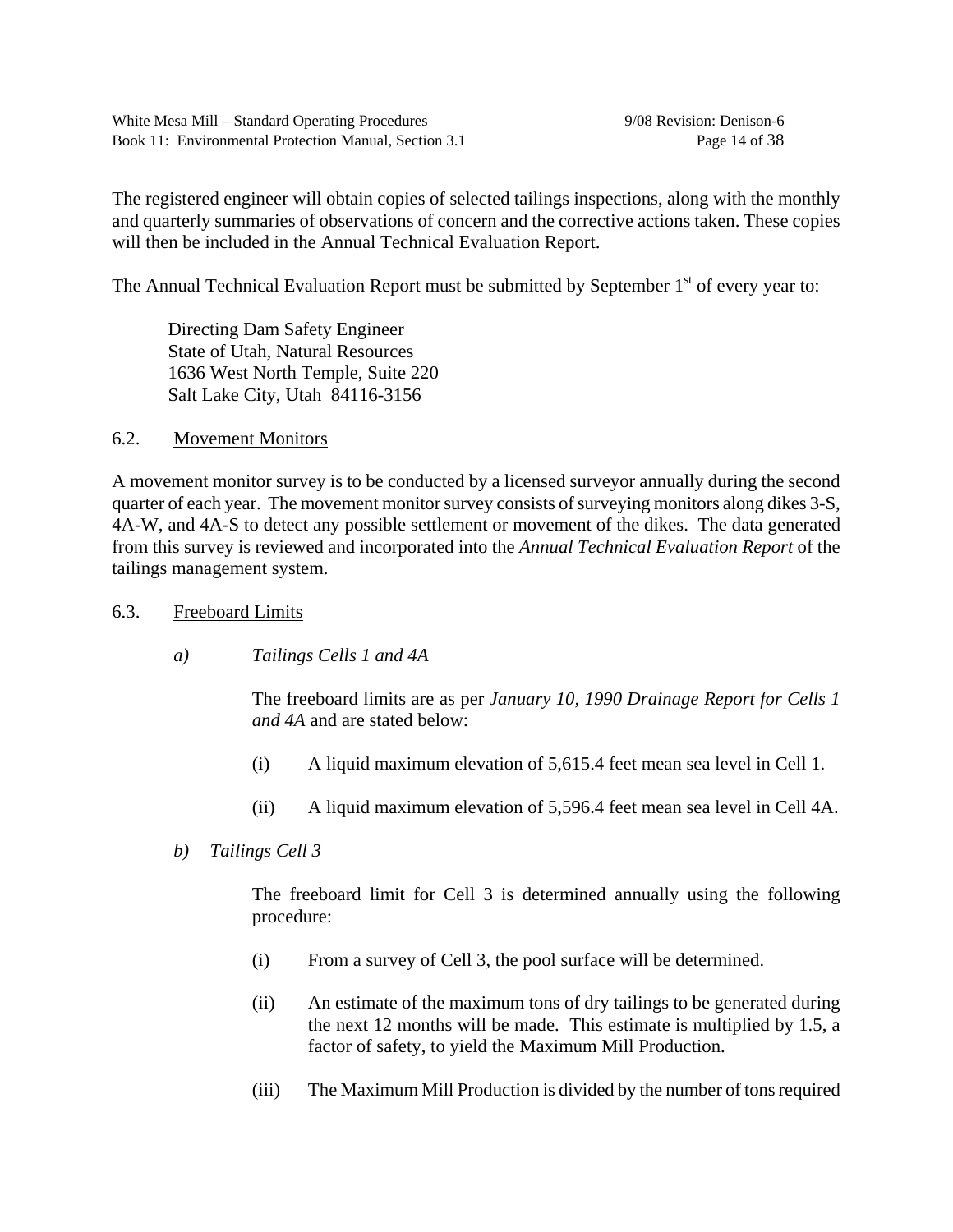The registered engineer will obtain copies of selected tailings inspections, along with the monthly and quarterly summaries of observations of concern and the corrective actions taken. These copies will then be included in the Annual Technical Evaluation Report.

The Annual Technical Evaluation Report must be submitted by September 1st of every year to:

Directing Dam Safety Engineer
State of Utah, Natural Resources
1636 West North Temple, Suite 220
Salt Lake City, Utah 84116-3156

### 6.2. Movement Monitors

A movement monitor survey is to be conducted by a licensed surveyor annually during the second quarter of each year. The movement monitor survey consists of surveying monitors along dikes 3-S, 4A-W, and 4A-S to detect any possible settlement or movement of the dikes. The data generated from this survey is reviewed and incorporated into the *Annual Technical Evaluation Report* of the tailings management system.

### 6.3. Freeboard Limits

*a) Tailings Cells 1 and 4A*

The freeboard limits are as per *January 10, 1990 Drainage Report for Cells 1 and 4A* and are stated below:

(i) A liquid maximum elevation of 5,615.4 feet mean sea level in Cell 1.

(ii) A liquid maximum elevation of 5,596.4 feet mean sea level in Cell 4A.

*b) Tailings Cell 3*

The freeboard limit for Cell 3 is determined annually using the following procedure:

(i) From a survey of Cell 3, the pool surface will be determined.

(ii) An estimate of the maximum tons of dry tailings to be generated during the next 12 months will be made. This estimate is multiplied by 1.5, a factor of safety, to yield the Maximum Mill Production.

(iii) The Maximum Mill Production is divided by the number of tons required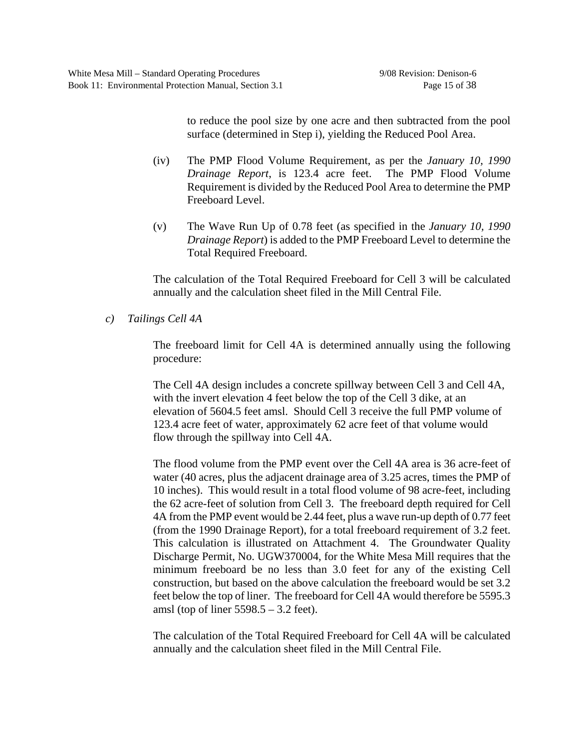to reduce the pool size by one acre and then subtracted from the pool surface (determined in Step i), yielding the Reduced Pool Area.

(iv) The PMP Flood Volume Requirement, as per the *January 10, 1990 Drainage Report*, is 123.4 acre feet. The PMP Flood Volume Requirement is divided by the Reduced Pool Area to determine the PMP Freeboard Level.

(v) The Wave Run Up of 0.78 feet (as specified in the *January 10, 1990 Drainage Report*) is added to the PMP Freeboard Level to determine the Total Required Freeboard.

The calculation of the Total Required Freeboard for Cell 3 will be calculated annually and the calculation sheet filed in the Mill Central File.

*c) Tailings Cell 4A*

The freeboard limit for Cell 4A is determined annually using the following procedure:

The Cell 4A design includes a concrete spillway between Cell 3 and Cell 4A, with the invert elevation 4 feet below the top of the Cell 3 dike, at an elevation of 5604.5 feet amsl. Should Cell 3 receive the full PMP volume of 123.4 acre feet of water, approximately 62 acre feet of that volume would flow through the spillway into Cell 4A.

The flood volume from the PMP event over the Cell 4A area is 36 acre-feet of water (40 acres, plus the adjacent drainage area of 3.25 acres, times the PMP of 10 inches). This would result in a total flood volume of 98 acre-feet, including the 62 acre-feet of solution from Cell 3. The freeboard depth required for Cell 4A from the PMP event would be 2.44 feet, plus a wave run-up depth of 0.77 feet (from the 1990 Drainage Report), for a total freeboard requirement of 3.2 feet. This calculation is illustrated on Attachment 4. The Groundwater Quality Discharge Permit, No. UGW370004, for the White Mesa Mill requires that the minimum freeboard be no less than 3.0 feet for any of the existing Cell construction, but based on the above calculation the freeboard would be set 3.2 feet below the top of liner. The freeboard for Cell 4A would therefore be 5595.3 amsl (top of liner 5598.5 – 3.2 feet).

The calculation of the Total Required Freeboard for Cell 4A will be calculated annually and the calculation sheet filed in the Mill Central File.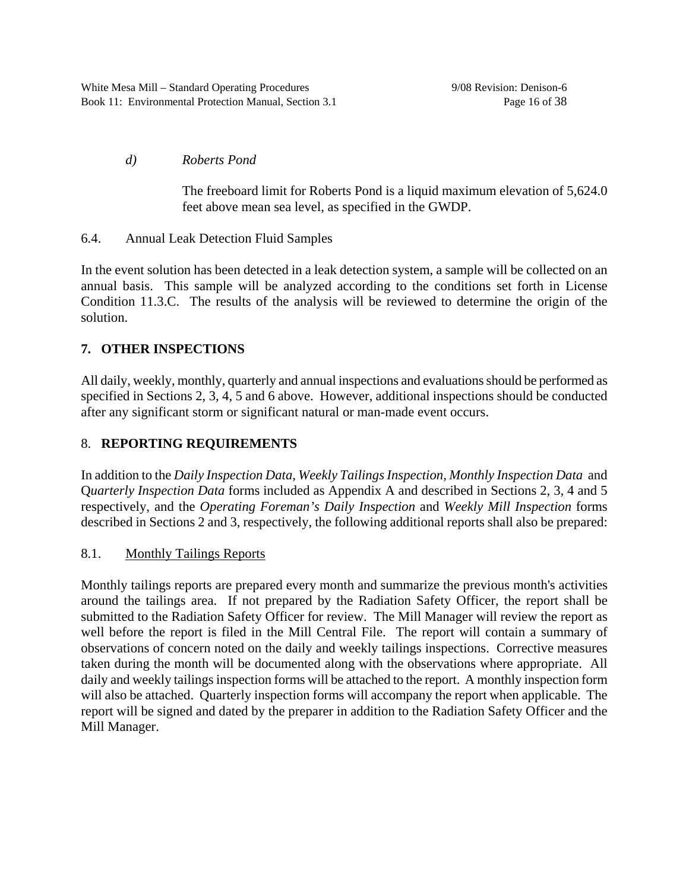*d) Roberts Pond*

The freeboard limit for Roberts Pond is a liquid maximum elevation of 5,624.0 feet above mean sea level, as specified in the GWDP.

6.4. Annual Leak Detection Fluid Samples

In the event solution has been detected in a leak detection system, a sample will be collected on an annual basis. This sample will be analyzed according to the conditions set forth in License Condition 11.3.C. The results of the analysis will be reviewed to determine the origin of the solution.

## 7. OTHER INSPECTIONS

All daily, weekly, monthly, quarterly and annual inspections and evaluations should be performed as specified in Sections 2, 3, 4, 5 and 6 above. However, additional inspections should be conducted after any significant storm or significant natural or man-made event occurs.

## 8. REPORTING REQUIREMENTS

In addition to the *Daily Inspection Data*, *Weekly Tailings Inspection*, *Monthly Inspection Data* and Q*uarterly Inspection Data* forms included as Appendix A and described in Sections 2, 3, 4 and 5 respectively, and the *Operating Foreman's Daily Inspection* and *Weekly Mill Inspection* forms described in Sections 2 and 3, respectively, the following additional reports shall also be prepared:

8.1. Monthly Tailings Reports

Monthly tailings reports are prepared every month and summarize the previous month's activities around the tailings area. If not prepared by the Radiation Safety Officer, the report shall be submitted to the Radiation Safety Officer for review. The Mill Manager will review the report as well before the report is filed in the Mill Central File. The report will contain a summary of observations of concern noted on the daily and weekly tailings inspections. Corrective measures taken during the month will be documented along with the observations where appropriate. All daily and weekly tailings inspection forms will be attached to the report. A monthly inspection form will also be attached. Quarterly inspection forms will accompany the report when applicable. The report will be signed and dated by the preparer in addition to the Radiation Safety Officer and the Mill Manager.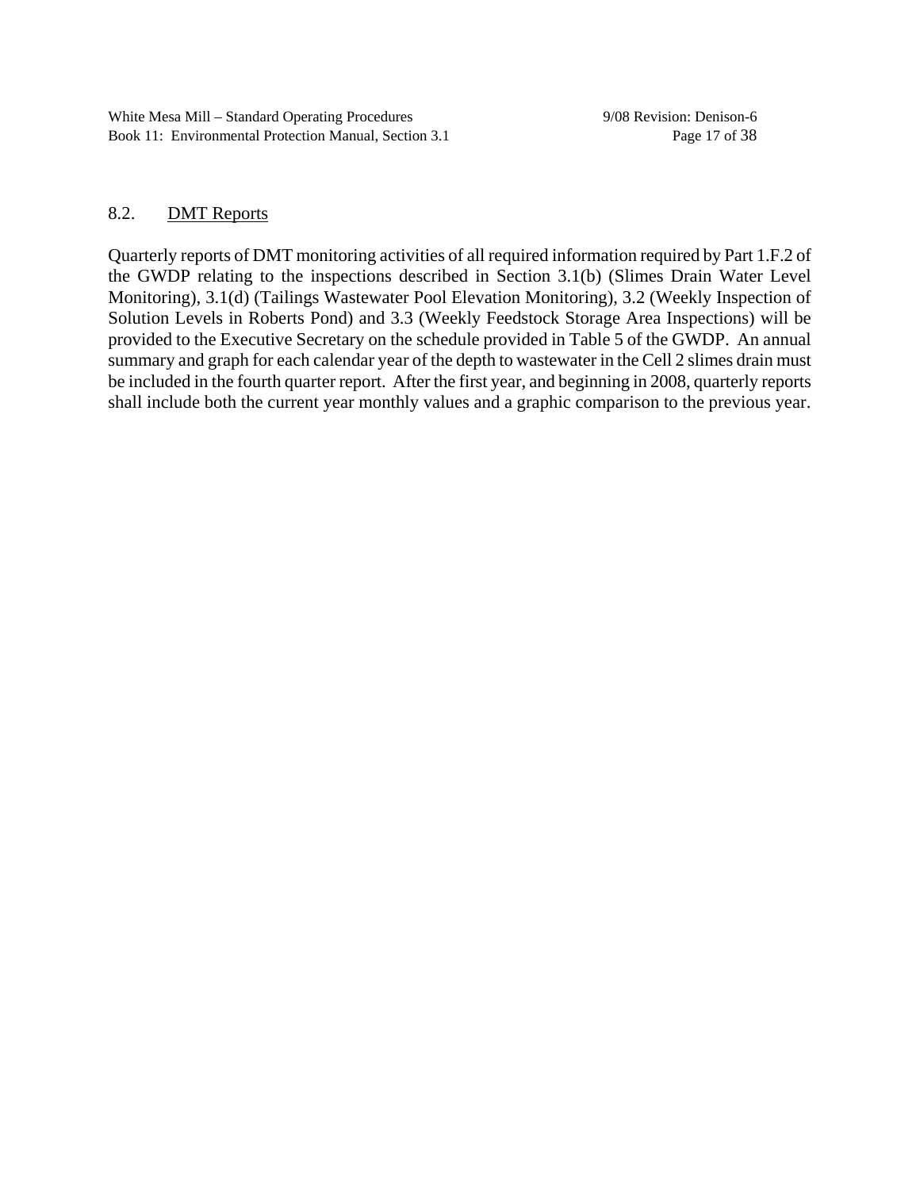## 8.2. DMT Reports

Quarterly reports of DMT monitoring activities of all required information required by Part 1.F.2 of the GWDP relating to the inspections described in Section 3.1(b) (Slimes Drain Water Level Monitoring), 3.1(d) (Tailings Wastewater Pool Elevation Monitoring), 3.2 (Weekly Inspection of Solution Levels in Roberts Pond) and 3.3 (Weekly Feedstock Storage Area Inspections) will be provided to the Executive Secretary on the schedule provided in Table 5 of the GWDP. An annual summary and graph for each calendar year of the depth to wastewater in the Cell 2 slimes drain must be included in the fourth quarter report. After the first year, and beginning in 2008, quarterly reports shall include both the current year monthly values and a graphic comparison to the previous year.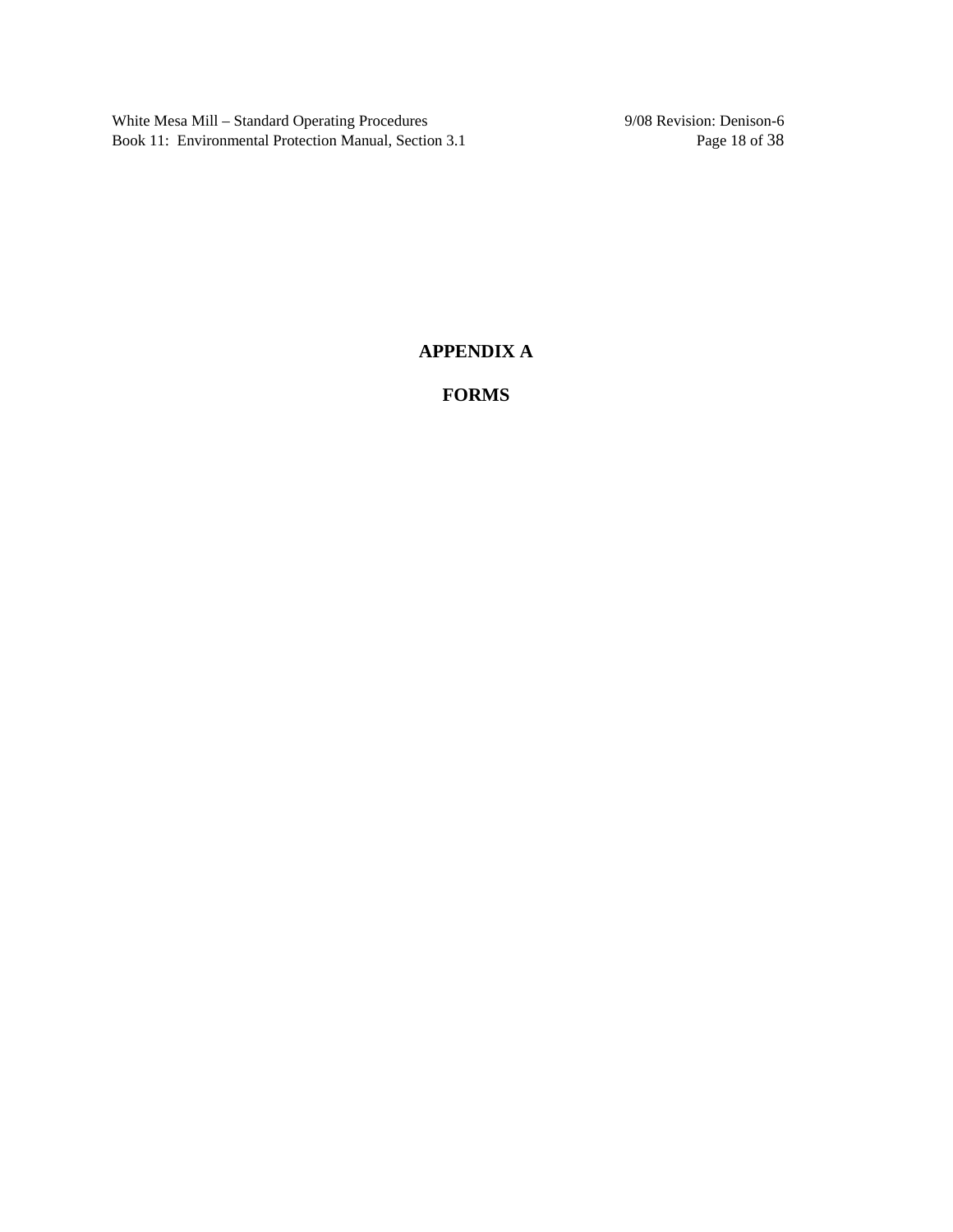# APPENDIX A

# FORMS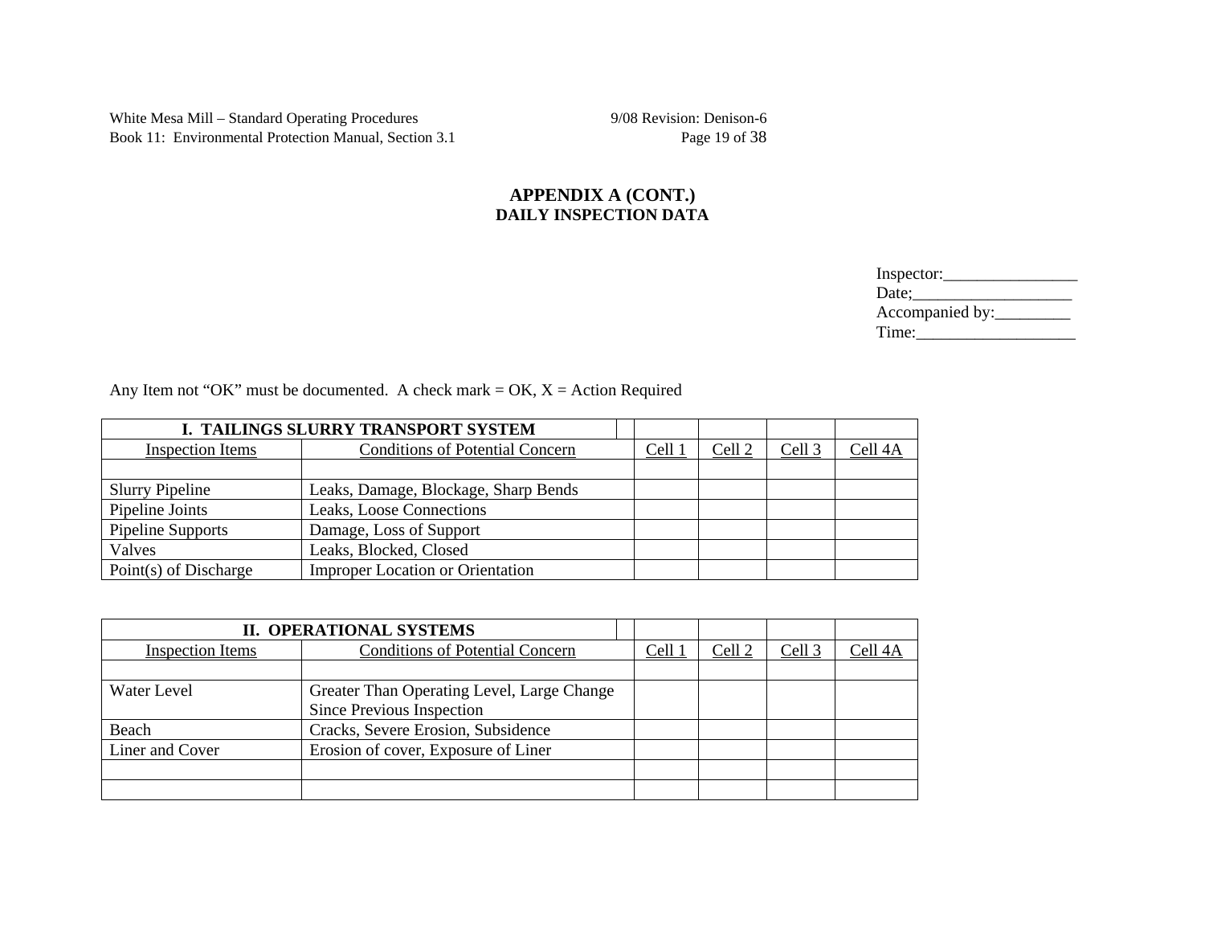## APPENDIX A (CONT.)

### DAILY INSPECTION DATA

Inspector:________________
Date;___________________
Accompanied by:_________
Time:___________________

Any Item not "OK" must be documented. A check mark = OK, X = Action Required

| I. TAILINGS SLURRY TRANSPORT SYSTEM | | | | | |
|---|---|---|---|---|---|
| Inspection Items | Conditions of Potential Concern | Cell 1 | Cell 2 | Cell 3 | Cell 4A |
| | | | | | |
| Slurry Pipeline | Leaks, Damage, Blockage, Sharp Bends | | | | |
| Pipeline Joints | Leaks, Loose Connections | | | | |
| Pipeline Supports | Damage, Loss of Support | | | | |
| Valves | Leaks, Blocked, Closed | | | | |
| Point(s) of Discharge | Improper Location or Orientation | | | | |

| II. OPERATIONAL SYSTEMS | | | | | |
|---|---|---|---|---|---|
| Inspection Items | Conditions of Potential Concern | Cell 1 | Cell 2 | Cell 3 | Cell 4A |
| | | | | | |
| Water Level | Greater Than Operating Level, Large Change Since Previous Inspection | | | | |
| Beach | Cracks, Severe Erosion, Subsidence | | | | |
| Liner and Cover | Erosion of cover, Exposure of Liner | | | | |
| | | | | | |
| | | | | | |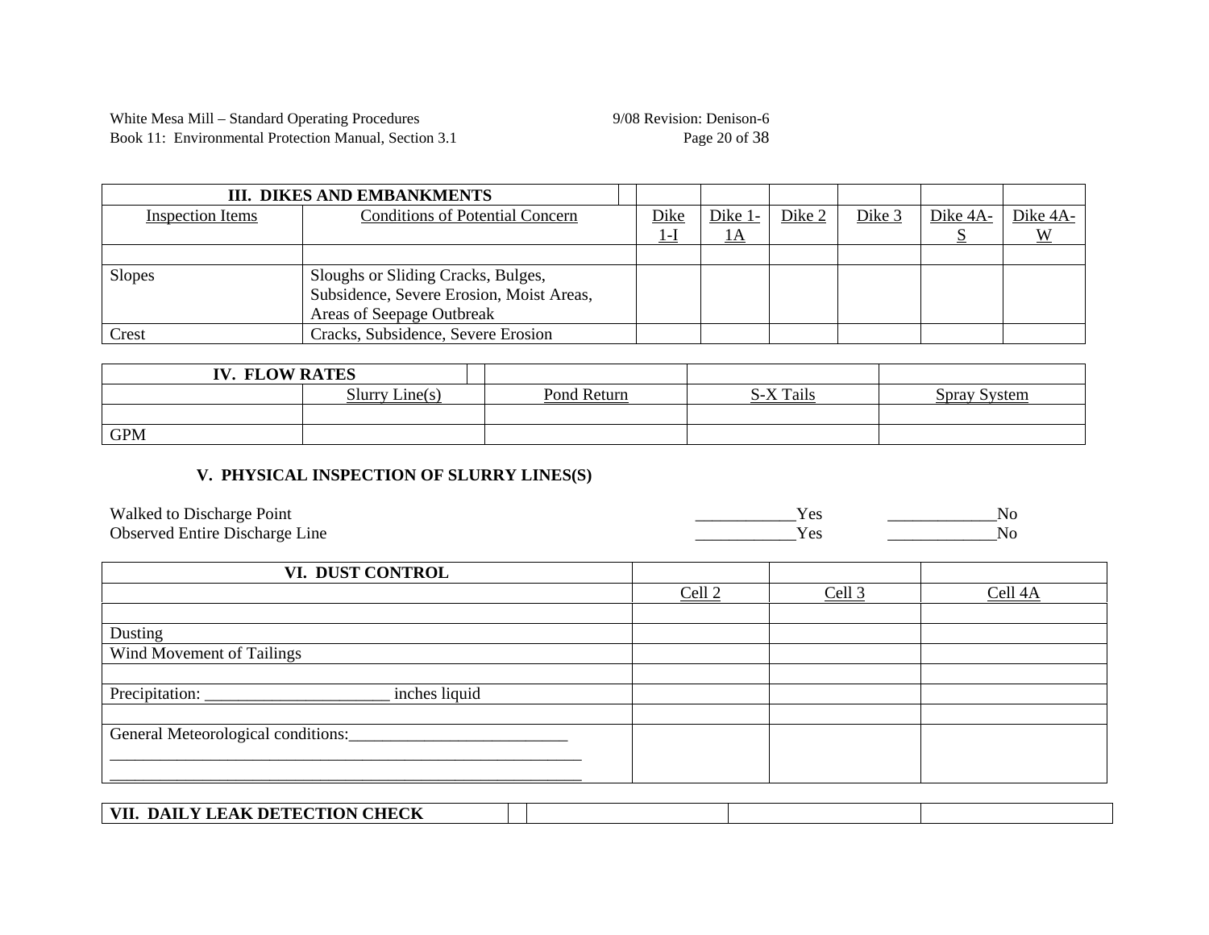| III. DIKES AND EMBANKMENTS | | Dike 1-I | Dike 1-1A | Dike 2 | Dike 3 | Dike 4A-S | Dike 4A-W |
|---|---|---|---|---|---|---|---|
| Inspection Items | Conditions of Potential Concern | | | | | | |
| | | | | | | | |
| Slopes | Sloughs or Sliding Cracks, Bulges, Subsidence, Severe Erosion, Moist Areas, Areas of Seepage Outbreak | | | | | | |
| Crest | Cracks, Subsidence, Severe Erosion | | | | | | |

| IV. FLOW RATES | Slurry Line(s) | Pond Return | S-X Tails | Spray System |
|---|---|---|---|---|
| | | | | |
| GPM | | | | |

**V. PHYSICAL INSPECTION OF SLURRY LINES(S)**

Walked to Discharge Point ____________Yes _____________No
Observed Entire Discharge Line ____________Yes _____________No

| VI. DUST CONTROL | Cell 2 | Cell 3 | Cell 4A |
|---|---|---|---|
| | | | |
| Dusting | | | |
| Wind Movement of Tailings | | | |
| | | | |
| Precipitation: ______________________ inches liquid | | | |
| | | | |
| General Meteorological conditions:__________________________ ____________________________________________________________ ____________________________________________________________ | | | |

| VII. DAILY LEAK DETECTION CHECK | | | | |
|---|---|---|---|---|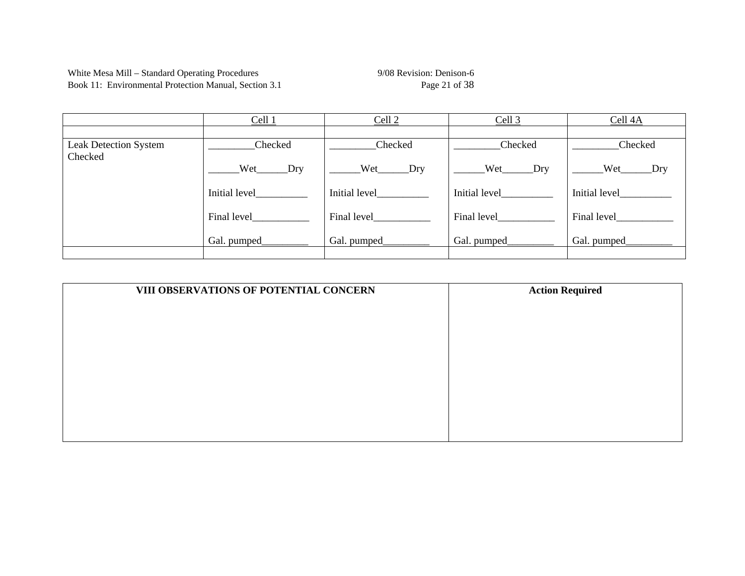| | Cell 1 | Cell 2 | Cell 3 | Cell 4A |
|---|---|---|---|---|
| | | | | |
| Leak Detection System Checked | _________Checked<br><br>______Wet______Dry<br><br>Initial level__________<br><br>Final level___________<br><br>Gal. pumped_________ | _________Checked<br><br>______Wet______Dry<br><br>Initial level__________<br><br>Final level___________<br><br>Gal. pumped_________ | _________Checked<br><br>______Wet______Dry<br><br>Initial level__________<br><br>Final level___________<br><br>Gal. pumped_________ | _________Checked<br><br>______Wet______Dry<br><br>Initial level__________<br><br>Final level___________<br><br>Gal. pumped_________ |
| | | | | |

| **VIII OBSERVATIONS OF POTENTIAL CONCERN** | **Action Required** |
|---|---|
| | |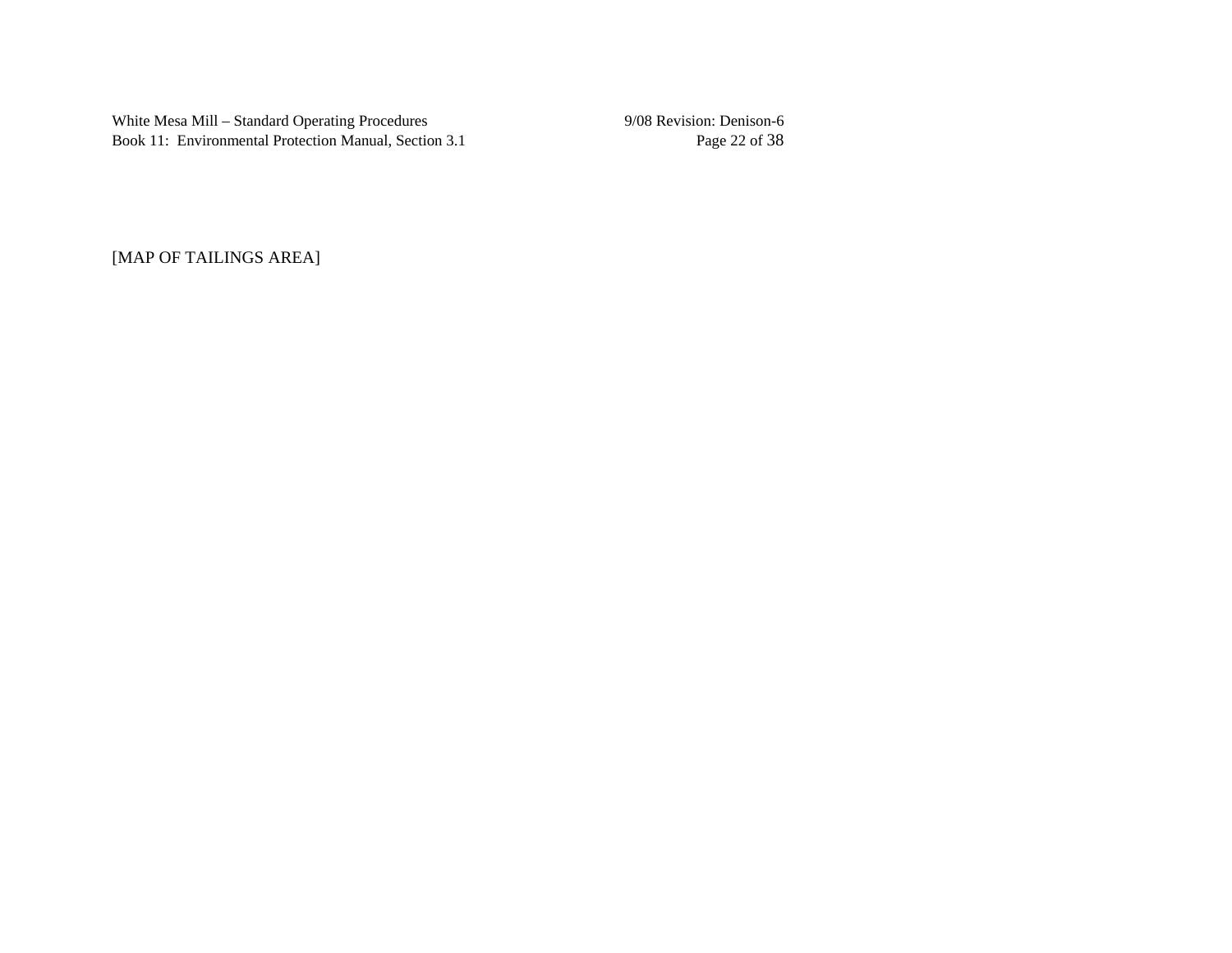[MAP OF TAILINGS AREA]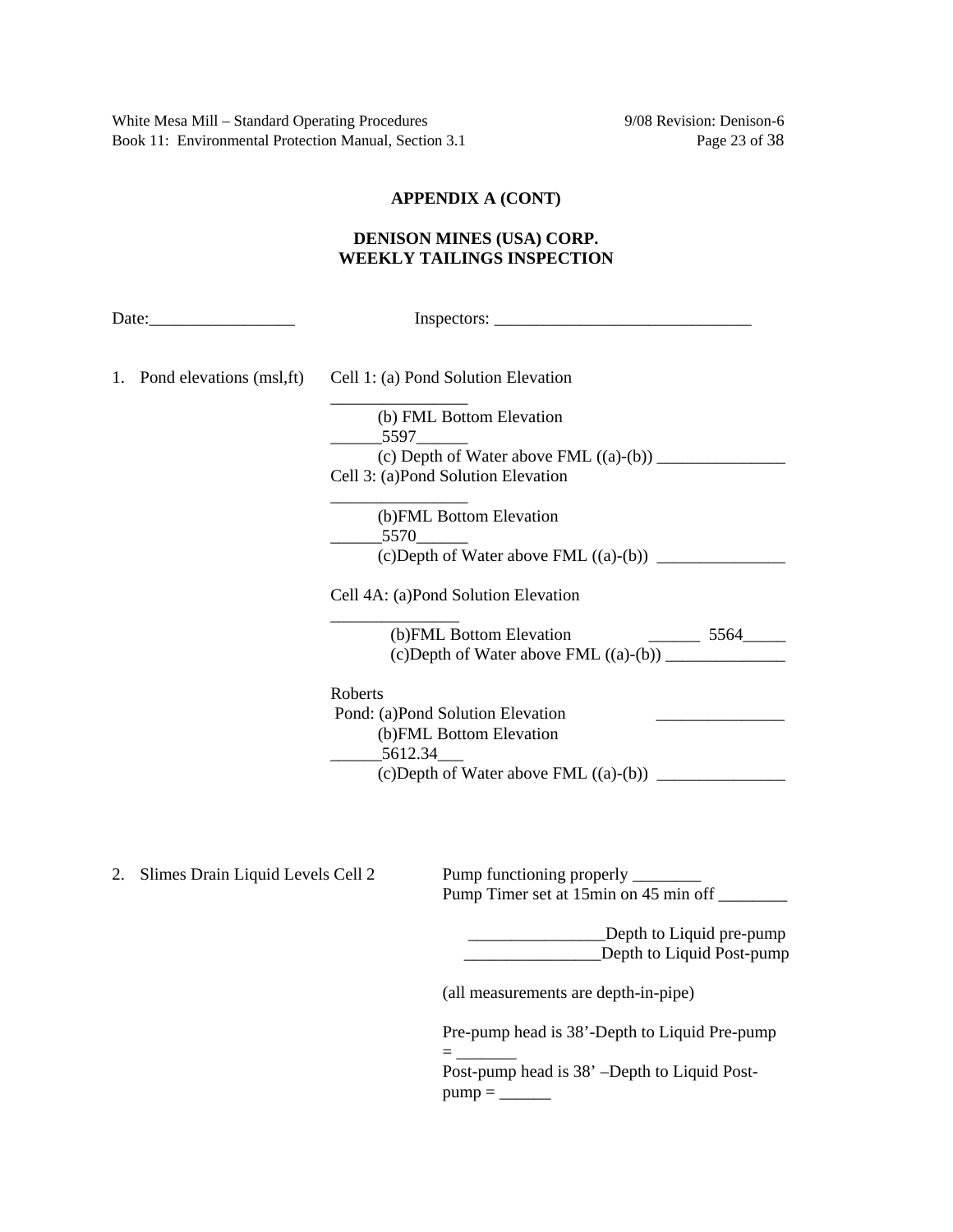## APPENDIX A (CONT)

## DENISON MINES (USA) CORP.
## WEEKLY TAILINGS INSPECTION

Date:_________________ Inspectors: ______________________________

1. Pond elevations (msl,ft)

Cell 1: (a) Pond Solution Elevation ________________
(b) FML Bottom Elevation ______5597______
(c) Depth of Water above FML ((a)-(b)) _______________

Cell 3: (a)Pond Solution Elevation ________________
(b)FML Bottom Elevation ______5570______
(c)Depth of Water above FML ((a)-(b)) _______________

Cell 4A: (a)Pond Solution Elevation _______________
(b)FML Bottom Elevation ______ 5564_____
(c)Depth of Water above FML ((a)-(b)) ______________

Roberts Pond: (a)Pond Solution Elevation _______________
(b)FML Bottom Elevation ______5612.34___
(c)Depth of Water above FML ((a)-(b)) _______________

2. Slimes Drain Liquid Levels Cell 2

Pump functioning properly ________
Pump Timer set at 15min on 45 min off ________

________________Depth to Liquid pre-pump
________________Depth to Liquid Post-pump

(all measurements are depth-in-pipe)

Pre-pump head is 38'-Depth to Liquid Pre-pump = _______
Post-pump head is 38' –Depth to Liquid Post-pump = ______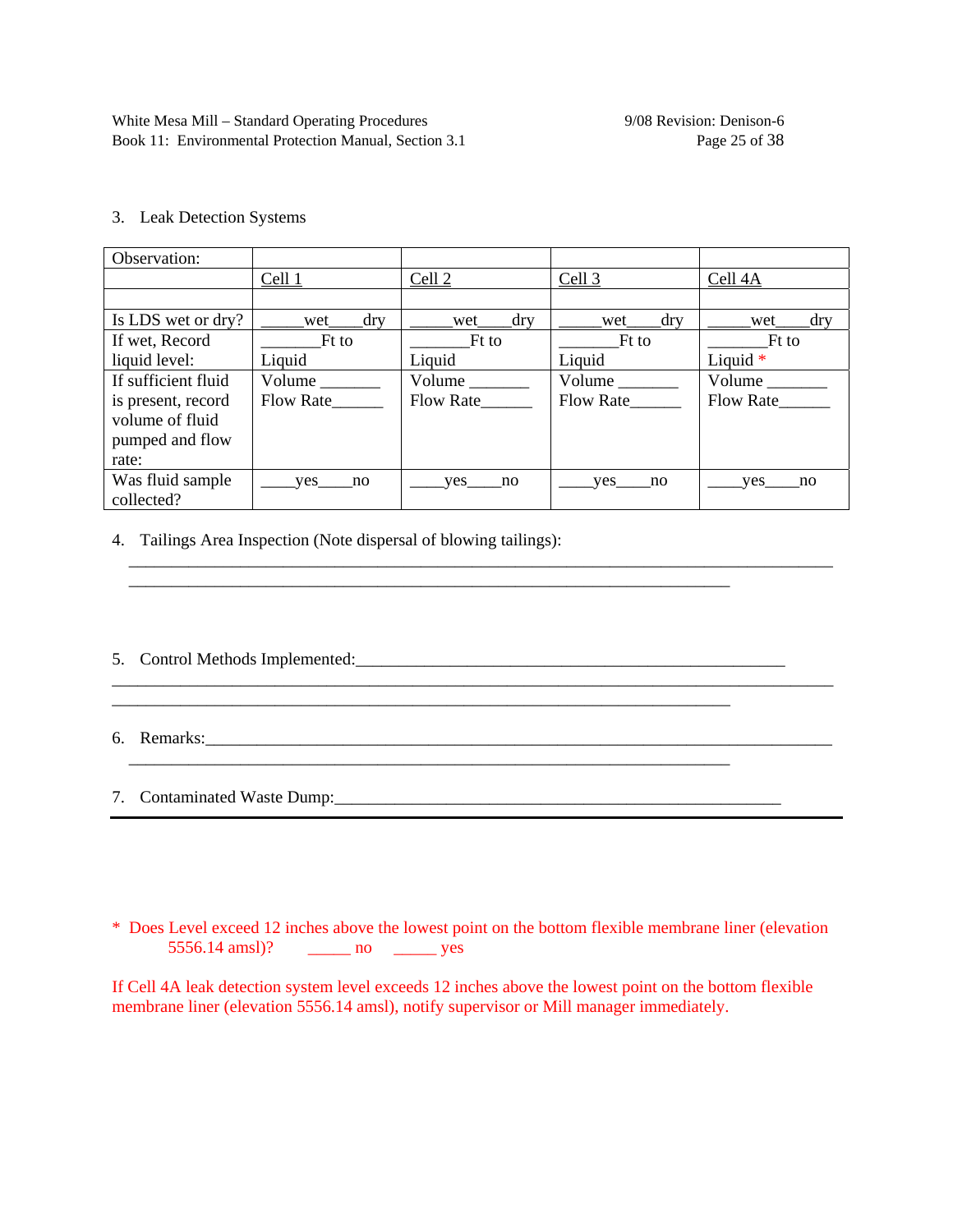3. Leak Detection Systems

| Observation: | | | | |
|---|---|---|---|---|
| | Cell 1 | Cell 2 | Cell 3 | Cell 4A |
| | | | | |
| Is LDS wet or dry? | _____wet____dry | _____wet____dry | _____wet____dry | _____wet____dry |
| If wet, Record liquid level: | _______Ft to Liquid | _______Ft to Liquid | _______Ft to Liquid | _______Ft to Liquid * |
| If sufficient fluid is present, record volume of fluid pumped and flow rate: | Volume _______ Flow Rate______ | Volume _______ Flow Rate______ | Volume _______ Flow Rate______ | Volume _______ Flow Rate______ |
| Was fluid sample collected? | ____yes____no | ____yes____no | ____yes____no | ____yes____no |

4. Tailings Area Inspection (Note dispersal of blowing tailings):

_______________________________________________________________________________

_____________________________________________________________________

5. Control Methods Implemented:____________________________________________________

_______________________________________________________________________________

_____________________________________________________________________

6. Remarks:_________________________________________________________________________

_____________________________________________________________________

7. Contaminated Waste Dump:_____________________________________________________

---

\* Does Level exceed 12 inches above the lowest point on the bottom flexible membrane liner (elevation 5556.14 amsl)? _____ no _____ yes

If Cell 4A leak detection system level exceeds 12 inches above the lowest point on the bottom flexible membrane liner (elevation 5556.14 amsl), notify supervisor or Mill manager immediately.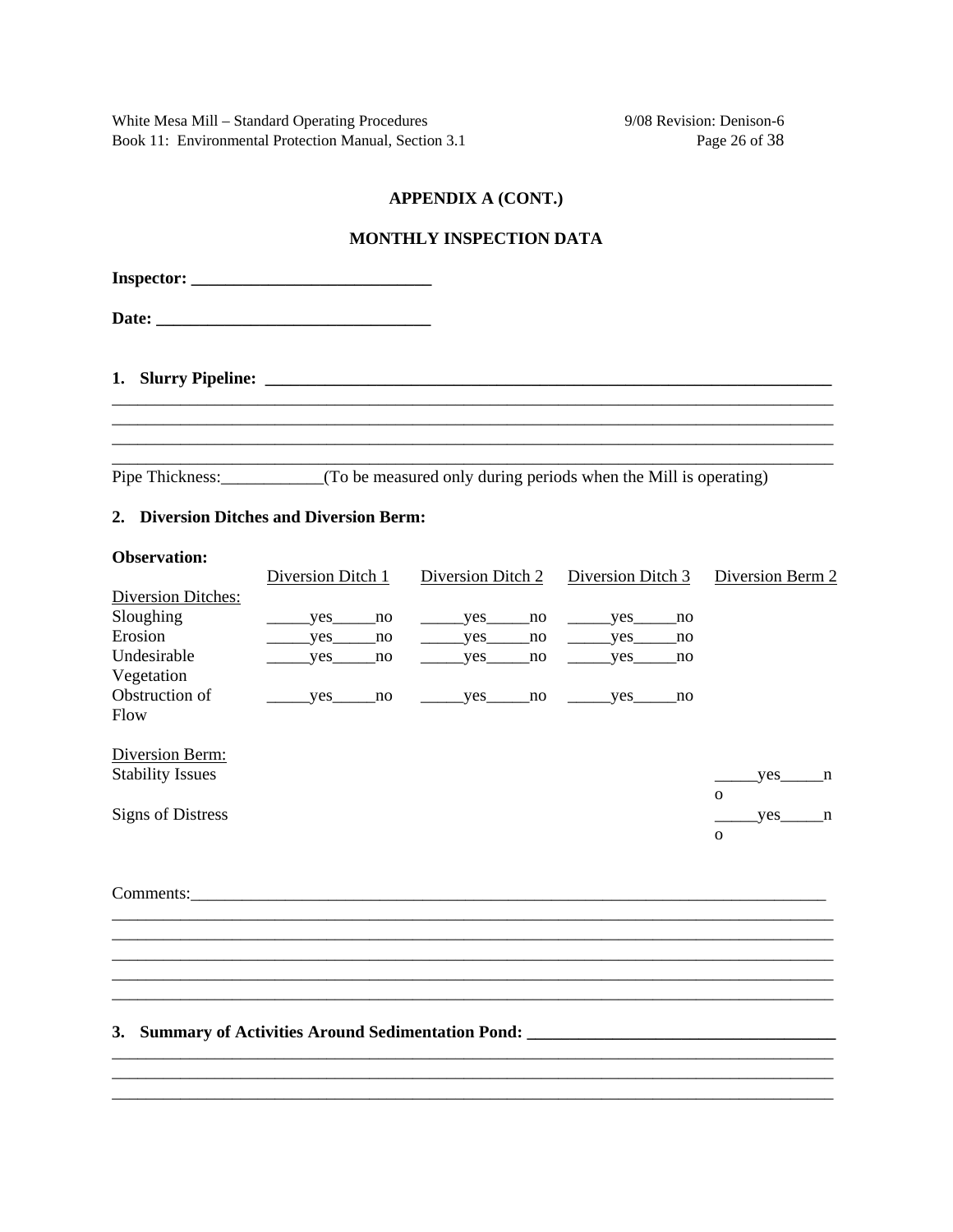## APPENDIX A (CONT.)

## MONTHLY INSPECTION DATA

**Inspector: ____________________________**

**Date: _________________________________**

**1. Slurry Pipeline: _____________________________________________________________________**

_________________________________________________________________________________

_________________________________________________________________________________

_________________________________________________________________________________

_________________________________________________________________________________

Pipe Thickness:____________(To be measured only during periods when the Mill is operating)

**2. Diversion Ditches and Diversion Berm:**

**Observation:**

| | Diversion Ditch 1 | Diversion Ditch 2 | Diversion Ditch 3 | Diversion Berm 2 |
|---|---|---|---|---|
| Diversion Ditches: | | | | |
| Sloughing | _____yes_____no | _____yes_____no | _____yes_____no | |
| Erosion | _____yes_____no | _____yes_____no | _____yes_____no | |
| Undesirable Vegetation | _____yes_____no | _____yes_____no | _____yes_____no | |
| Obstruction of Flow | _____yes_____no | _____yes_____no | _____yes_____no | |
| Diversion Berm: | | | | |
| Stability Issues | | | | _____yes_____no |
| Signs of Distress | | | | _____yes_____no |

Comments:_______________________________________________________________________________

_________________________________________________________________________________

_________________________________________________________________________________

_________________________________________________________________________________

_________________________________________________________________________________

_________________________________________________________________________________

**3. Summary of Activities Around Sedimentation Pond: ___________________________________**

_________________________________________________________________________________

_________________________________________________________________________________

_________________________________________________________________________________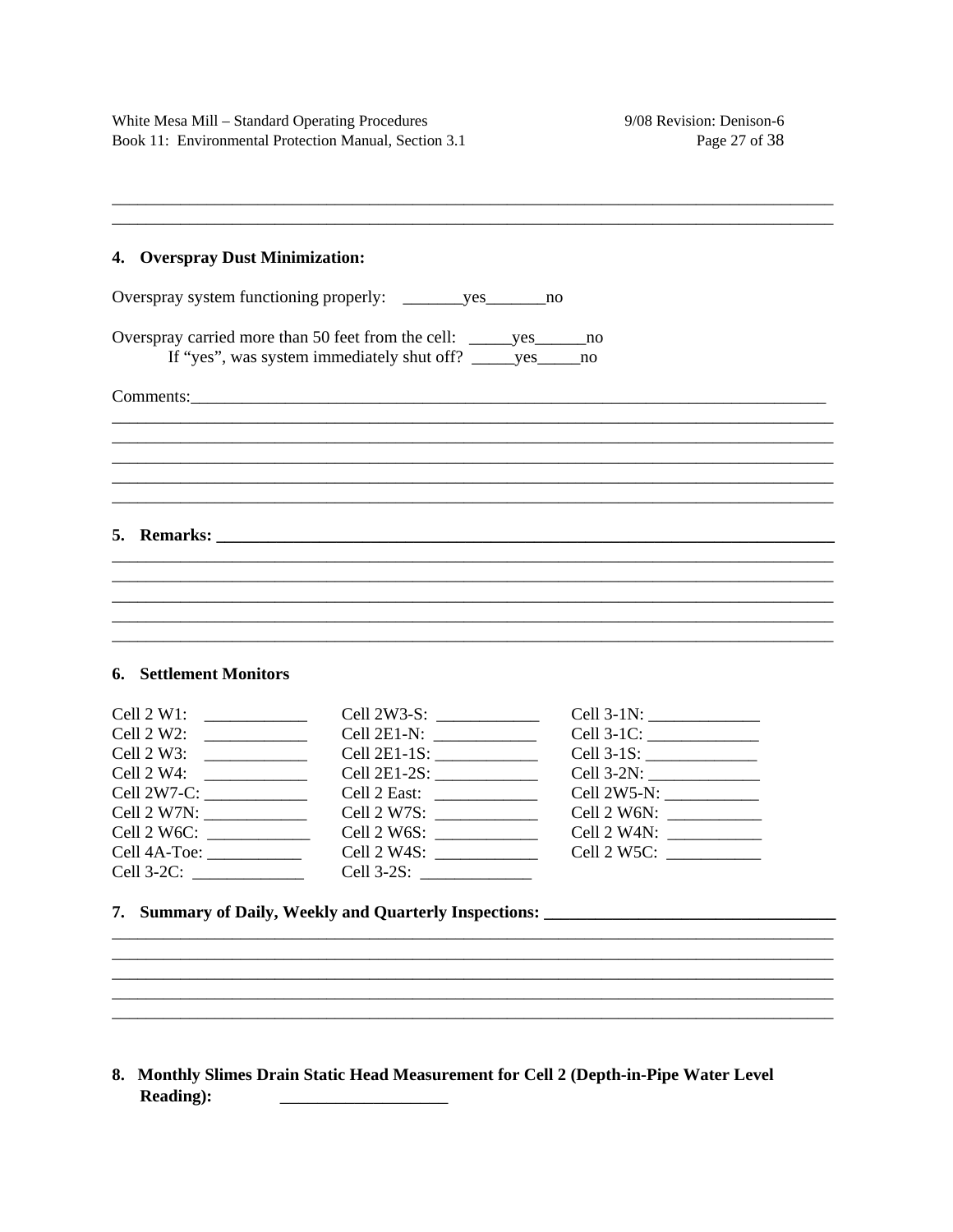___________________________________________________________________________________
___________________________________________________________________________________

**4. Overspray Dust Minimization:**

Overspray system functioning properly: _______yes_______no

Overspray carried more than 50 feet from the cell: _____yes______no
If "yes", was system immediately shut off? _____yes_____no

Comments:___________________________________________________________________________
___________________________________________________________________________________
___________________________________________________________________________________
___________________________________________________________________________________
___________________________________________________________________________________
___________________________________________________________________________________

**5. Remarks: ___________________________________________________________________________**
___________________________________________________________________________________
___________________________________________________________________________________
___________________________________________________________________________________
___________________________________________________________________________________
___________________________________________________________________________________

**6. Settlement Monitors**

| | | |
|---|---|---|
| Cell 2 W1: ____________ | Cell 2W3-S: ____________ | Cell 3-1N: _____________ |
| Cell 2 W2: ____________ | Cell 2E1-N: ____________ | Cell 3-1C: _____________ |
| Cell 2 W3: ____________ | Cell 2E1-1S: ____________ | Cell 3-1S: _____________ |
| Cell 2 W4: ____________ | Cell 2E1-2S: ____________ | Cell 3-2N: _____________ |
| Cell 2W7-C: ____________ | Cell 2 East: ____________ | Cell 2W5-N: ___________ |
| Cell 2 W7N: ____________ | Cell 2 W7S: ____________ | Cell 2 W6N: ___________ |
| Cell 2 W6C: ____________ | Cell 2 W6S: ____________ | Cell 2 W4N: ___________ |
| Cell 4A-Toe: ___________ | Cell 2 W4S: ____________ | Cell 2 W5C: ___________ |
| Cell 3-2C: _____________ | Cell 3-2S: _____________ | |

**7. Summary of Daily, Weekly and Quarterly Inspections: _________________________________**
___________________________________________________________________________________
___________________________________________________________________________________
___________________________________________________________________________________
___________________________________________________________________________________
___________________________________________________________________________________

**8. Monthly Slimes Drain Static Head Measurement for Cell 2 (Depth-in-Pipe Water Level Reading):** ____________________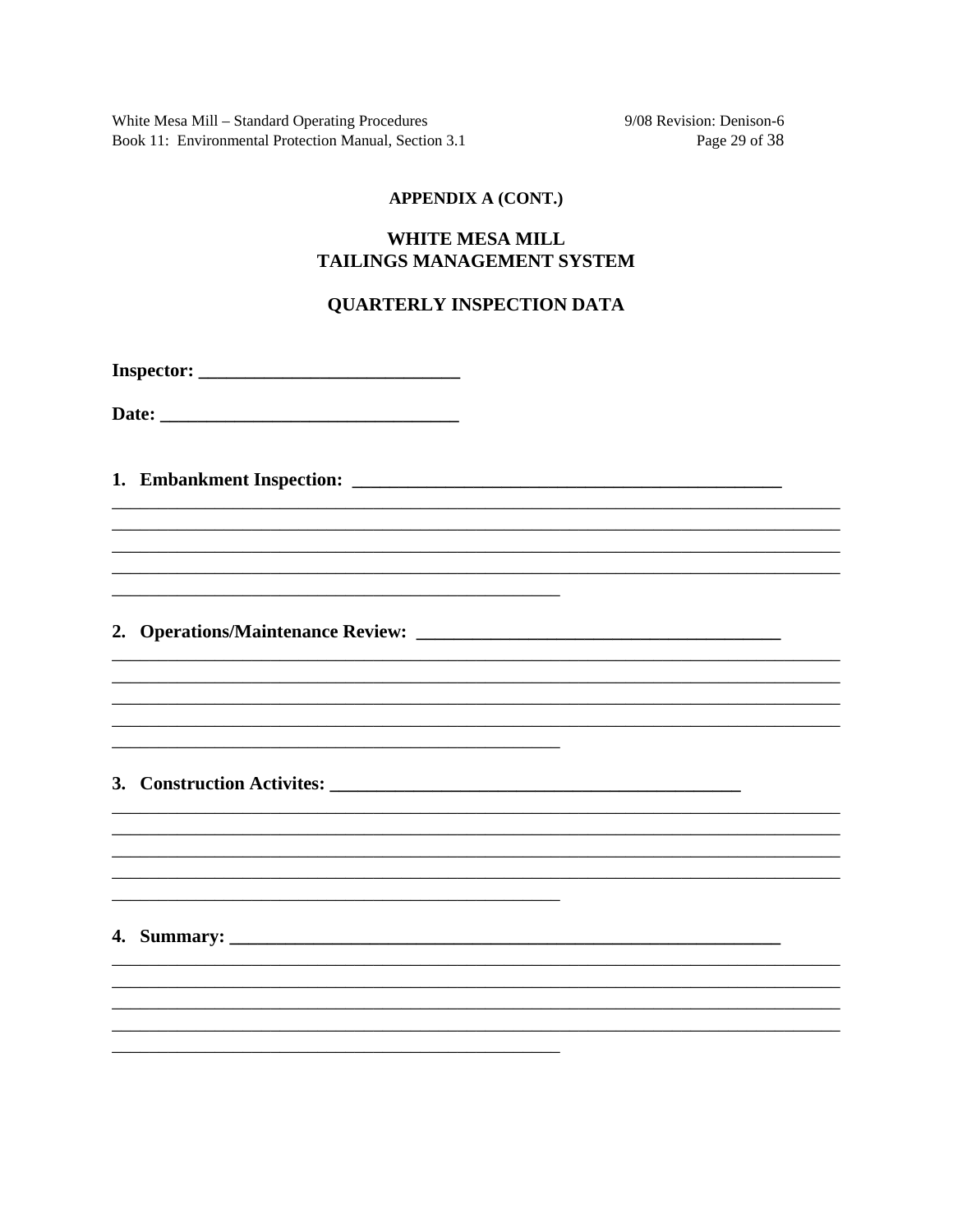**APPENDIX A (CONT.)**

**WHITE MESA MILL**
**TAILINGS MANAGEMENT SYSTEM**

**QUARTERLY INSPECTION DATA**

**Inspector:** ____________________________

**Date:** ________________________________

**1. Embankment Inspection:** ______________________________________________
_____________________________________________________________________________
_____________________________________________________________________________
_____________________________________________________________________________
_____________________________________________________________________________
__________________________________________________

**2. Operations/Maintenance Review:** _______________________________________
_____________________________________________________________________________
_____________________________________________________________________________
_____________________________________________________________________________
_____________________________________________________________________________
__________________________________________________

**3. Construction Activites:** ______________________________________________
_____________________________________________________________________________
_____________________________________________________________________________
_____________________________________________________________________________
_____________________________________________________________________________
__________________________________________________

**4. Summary:** ___________________________________________________________
_____________________________________________________________________________
_____________________________________________________________________________
_____________________________________________________________________________
_____________________________________________________________________________
__________________________________________________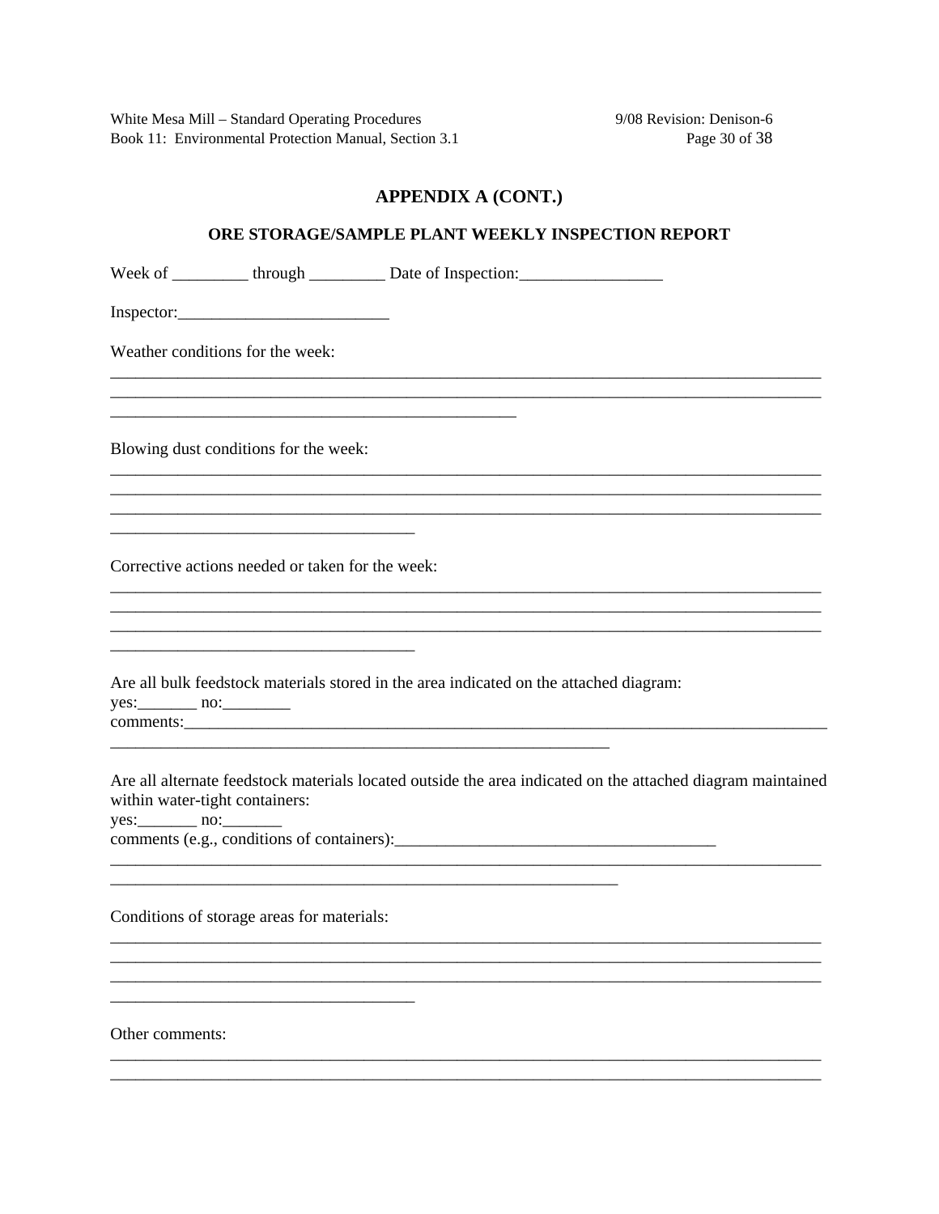## APPENDIX A (CONT.)

### ORE STORAGE/SAMPLE PLANT WEEKLY INSPECTION REPORT

Week of _________ through _________ Date of Inspection:_________________

Inspector:_________________________

Weather conditions for the week:

_____________________________________________________________________________________
_____________________________________________________________________________________
__________________________________________________

Blowing dust conditions for the week:

_____________________________________________________________________________________
_____________________________________________________________________________________
_____________________________________________________________________________________
_____________________________________

Corrective actions needed or taken for the week:

_____________________________________________________________________________________
_____________________________________________________________________________________
_____________________________________________________________________________________
_____________________________________

Are all bulk feedstock materials stored in the area indicated on the attached diagram:
yes:_______ no:________
comments:_____________________________________________________________________________
_____________________________________________________________

Are all alternate feedstock materials located outside the area indicated on the attached diagram maintained within water-tight containers:
yes:_______ no:_______
comments (e.g., conditions of containers):______________________________________
_____________________________________________________________________________________
______________________________________________________________

Conditions of storage areas for materials:

_____________________________________________________________________________________
_____________________________________________________________________________________
_____________________________________________________________________________________
_____________________________________

Other comments:

_____________________________________________________________________________________
_____________________________________________________________________________________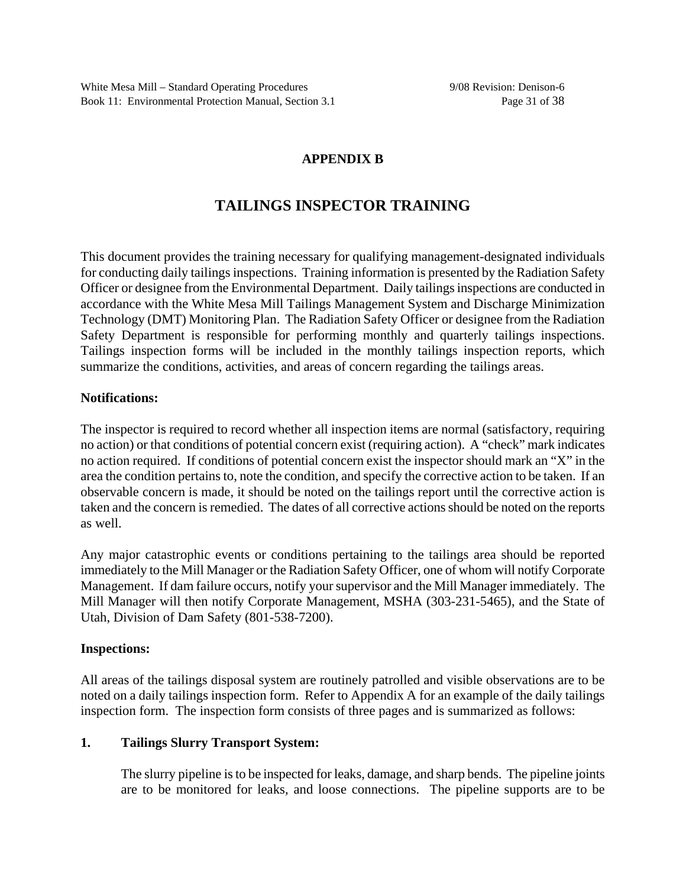## APPENDIX B

# TAILINGS INSPECTOR TRAINING

This document provides the training necessary for qualifying management-designated individuals for conducting daily tailings inspections. Training information is presented by the Radiation Safety Officer or designee from the Environmental Department. Daily tailings inspections are conducted in accordance with the White Mesa Mill Tailings Management System and Discharge Minimization Technology (DMT) Monitoring Plan. The Radiation Safety Officer or designee from the Radiation Safety Department is responsible for performing monthly and quarterly tailings inspections. Tailings inspection forms will be included in the monthly tailings inspection reports, which summarize the conditions, activities, and areas of concern regarding the tailings areas.

**Notifications:**

The inspector is required to record whether all inspection items are normal (satisfactory, requiring no action) or that conditions of potential concern exist (requiring action). A "check" mark indicates no action required. If conditions of potential concern exist the inspector should mark an "X" in the area the condition pertains to, note the condition, and specify the corrective action to be taken. If an observable concern is made, it should be noted on the tailings report until the corrective action is taken and the concern is remedied. The dates of all corrective actions should be noted on the reports as well.

Any major catastrophic events or conditions pertaining to the tailings area should be reported immediately to the Mill Manager or the Radiation Safety Officer, one of whom will notify Corporate Management. If dam failure occurs, notify your supervisor and the Mill Manager immediately. The Mill Manager will then notify Corporate Management, MSHA (303-231-5465), and the State of Utah, Division of Dam Safety (801-538-7200).

**Inspections:**

All areas of the tailings disposal system are routinely patrolled and visible observations are to be noted on a daily tailings inspection form. Refer to Appendix A for an example of the daily tailings inspection form. The inspection form consists of three pages and is summarized as follows:

**1. Tailings Slurry Transport System:**

The slurry pipeline is to be inspected for leaks, damage, and sharp bends. The pipeline joints are to be monitored for leaks, and loose connections. The pipeline supports are to be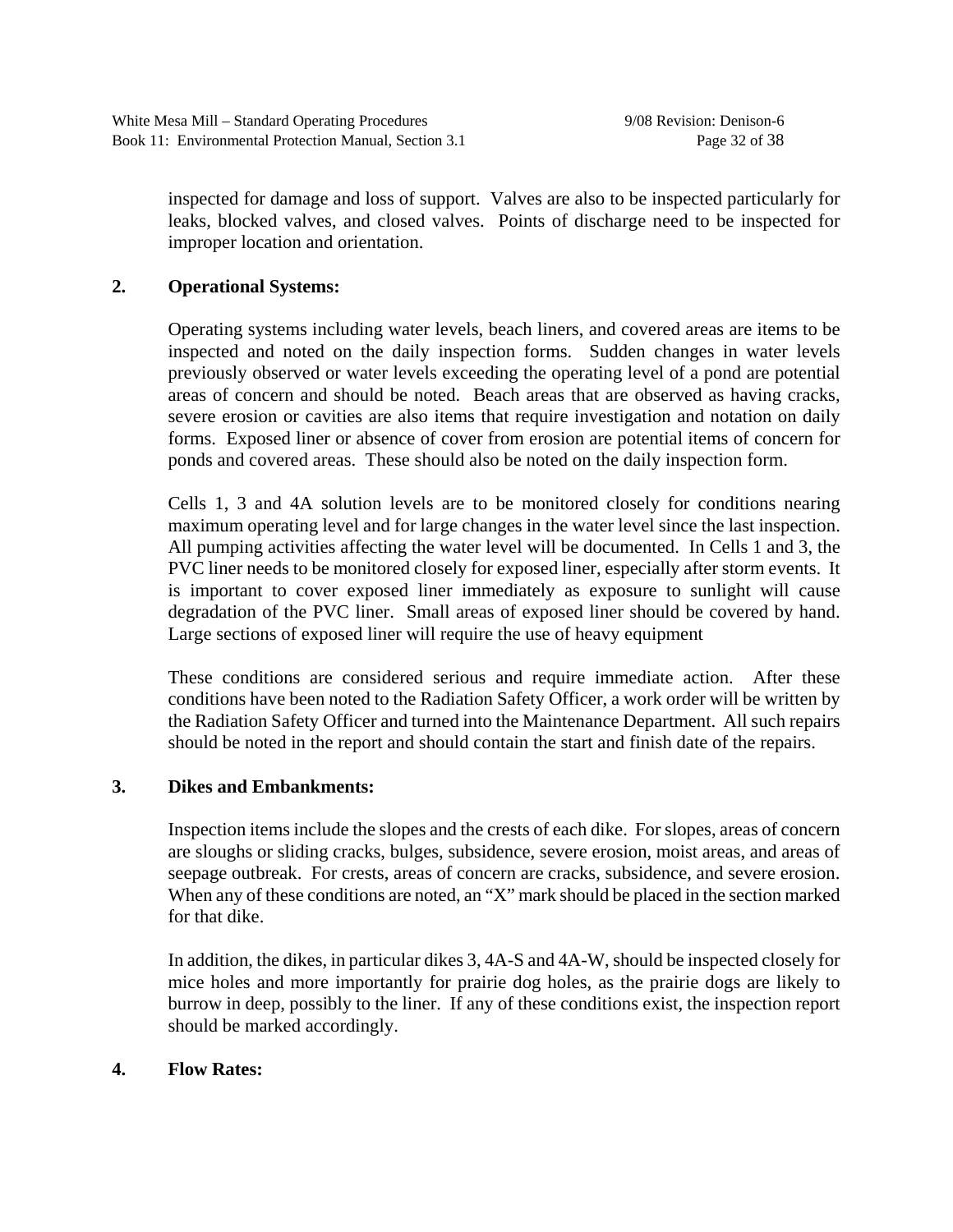inspected for damage and loss of support. Valves are also to be inspected particularly for leaks, blocked valves, and closed valves. Points of discharge need to be inspected for improper location and orientation.

**2. Operational Systems:**

Operating systems including water levels, beach liners, and covered areas are items to be inspected and noted on the daily inspection forms. Sudden changes in water levels previously observed or water levels exceeding the operating level of a pond are potential areas of concern and should be noted. Beach areas that are observed as having cracks, severe erosion or cavities are also items that require investigation and notation on daily forms. Exposed liner or absence of cover from erosion are potential items of concern for ponds and covered areas. These should also be noted on the daily inspection form.

Cells 1, 3 and 4A solution levels are to be monitored closely for conditions nearing maximum operating level and for large changes in the water level since the last inspection. All pumping activities affecting the water level will be documented. In Cells 1 and 3, the PVC liner needs to be monitored closely for exposed liner, especially after storm events. It is important to cover exposed liner immediately as exposure to sunlight will cause degradation of the PVC liner. Small areas of exposed liner should be covered by hand. Large sections of exposed liner will require the use of heavy equipment

These conditions are considered serious and require immediate action. After these conditions have been noted to the Radiation Safety Officer, a work order will be written by the Radiation Safety Officer and turned into the Maintenance Department. All such repairs should be noted in the report and should contain the start and finish date of the repairs.

**3. Dikes and Embankments:**

Inspection items include the slopes and the crests of each dike. For slopes, areas of concern are sloughs or sliding cracks, bulges, subsidence, severe erosion, moist areas, and areas of seepage outbreak. For crests, areas of concern are cracks, subsidence, and severe erosion. When any of these conditions are noted, an "X" mark should be placed in the section marked for that dike.

In addition, the dikes, in particular dikes 3, 4A-S and 4A-W, should be inspected closely for mice holes and more importantly for prairie dog holes, as the prairie dogs are likely to burrow in deep, possibly to the liner. If any of these conditions exist, the inspection report should be marked accordingly.

**4. Flow Rates:**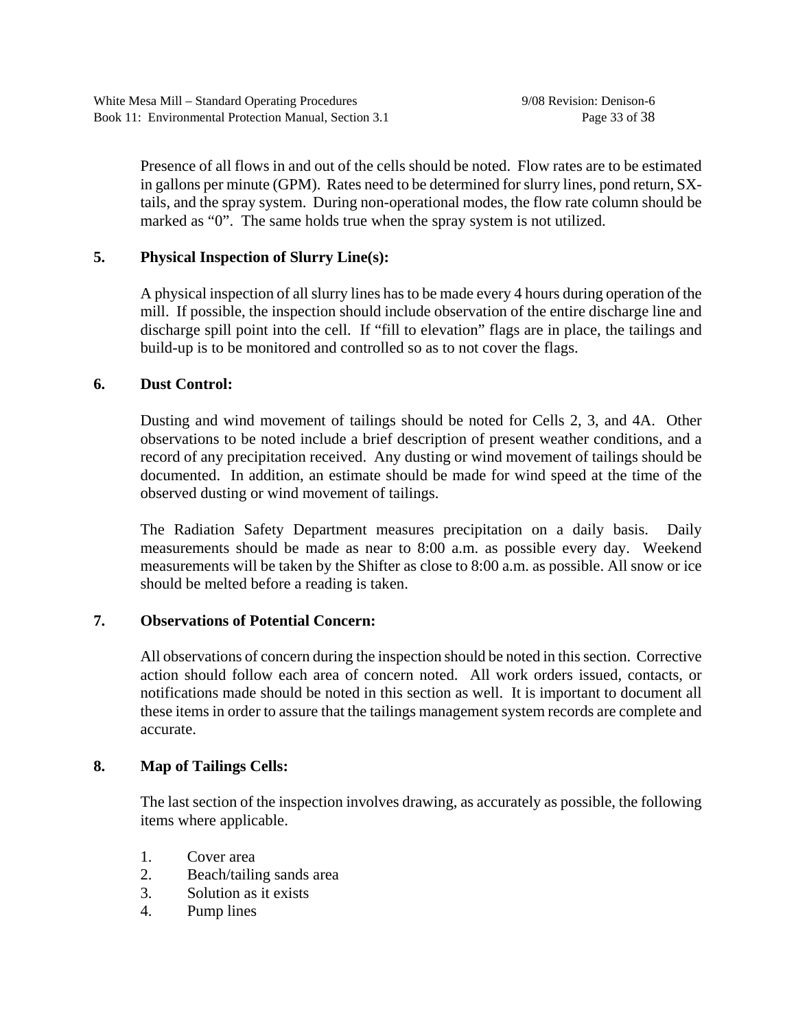Presence of all flows in and out of the cells should be noted. Flow rates are to be estimated in gallons per minute (GPM). Rates need to be determined for slurry lines, pond return, SX-tails, and the spray system. During non-operational modes, the flow rate column should be marked as "0". The same holds true when the spray system is not utilized.

**5. Physical Inspection of Slurry Line(s):**

A physical inspection of all slurry lines has to be made every 4 hours during operation of the mill. If possible, the inspection should include observation of the entire discharge line and discharge spill point into the cell. If "fill to elevation" flags are in place, the tailings and build-up is to be monitored and controlled so as to not cover the flags.

**6. Dust Control:**

Dusting and wind movement of tailings should be noted for Cells 2, 3, and 4A. Other observations to be noted include a brief description of present weather conditions, and a record of any precipitation received. Any dusting or wind movement of tailings should be documented. In addition, an estimate should be made for wind speed at the time of the observed dusting or wind movement of tailings.

The Radiation Safety Department measures precipitation on a daily basis. Daily measurements should be made as near to 8:00 a.m. as possible every day. Weekend measurements will be taken by the Shifter as close to 8:00 a.m. as possible. All snow or ice should be melted before a reading is taken.

**7. Observations of Potential Concern:**

All observations of concern during the inspection should be noted in this section. Corrective action should follow each area of concern noted. All work orders issued, contacts, or notifications made should be noted in this section as well. It is important to document all these items in order to assure that the tailings management system records are complete and accurate.

**8. Map of Tailings Cells:**

The last section of the inspection involves drawing, as accurately as possible, the following items where applicable.

1. Cover area
2. Beach/tailing sands area
3. Solution as it exists
4. Pump lines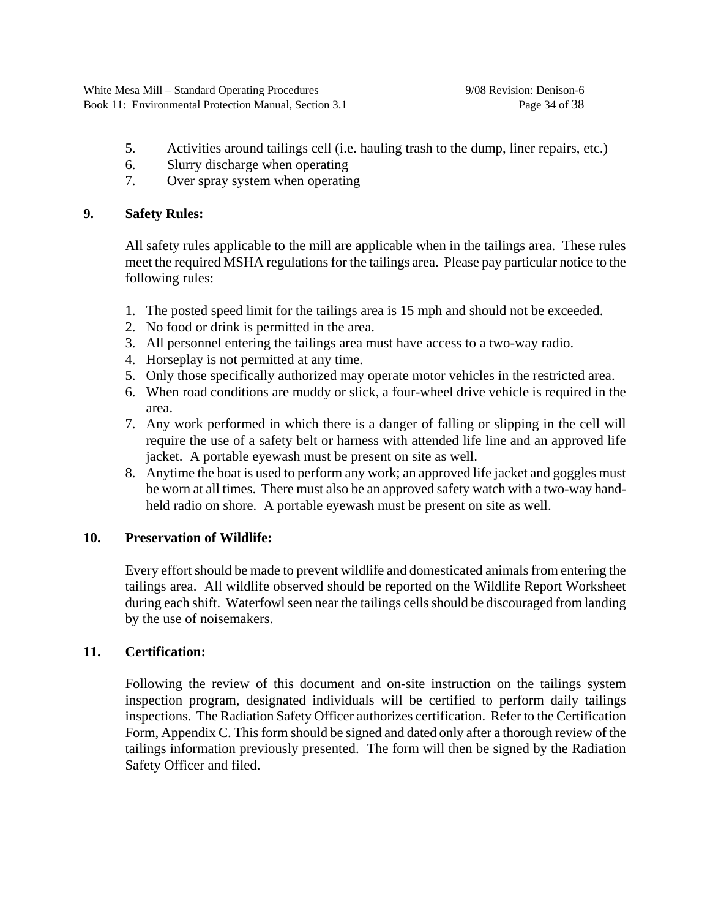5. Activities around tailings cell (i.e. hauling trash to the dump, liner repairs, etc.)
6. Slurry discharge when operating
7. Over spray system when operating

## 9. Safety Rules:

All safety rules applicable to the mill are applicable when in the tailings area. These rules meet the required MSHA regulations for the tailings area. Please pay particular notice to the following rules:

1. The posted speed limit for the tailings area is 15 mph and should not be exceeded.
2. No food or drink is permitted in the area.
3. All personnel entering the tailings area must have access to a two-way radio.
4. Horseplay is not permitted at any time.
5. Only those specifically authorized may operate motor vehicles in the restricted area.
6. When road conditions are muddy or slick, a four-wheel drive vehicle is required in the area.
7. Any work performed in which there is a danger of falling or slipping in the cell will require the use of a safety belt or harness with attended life line and an approved life jacket. A portable eyewash must be present on site as well.
8. Anytime the boat is used to perform any work; an approved life jacket and goggles must be worn at all times. There must also be an approved safety watch with a two-way hand-held radio on shore. A portable eyewash must be present on site as well.

## 10. Preservation of Wildlife:

Every effort should be made to prevent wildlife and domesticated animals from entering the tailings area. All wildlife observed should be reported on the Wildlife Report Worksheet during each shift. Waterfowl seen near the tailings cells should be discouraged from landing by the use of noisemakers.

## 11. Certification:

Following the review of this document and on-site instruction on the tailings system inspection program, designated individuals will be certified to perform daily tailings inspections. The Radiation Safety Officer authorizes certification. Refer to the Certification Form, Appendix C. This form should be signed and dated only after a thorough review of the tailings information previously presented. The form will then be signed by the Radiation Safety Officer and filed.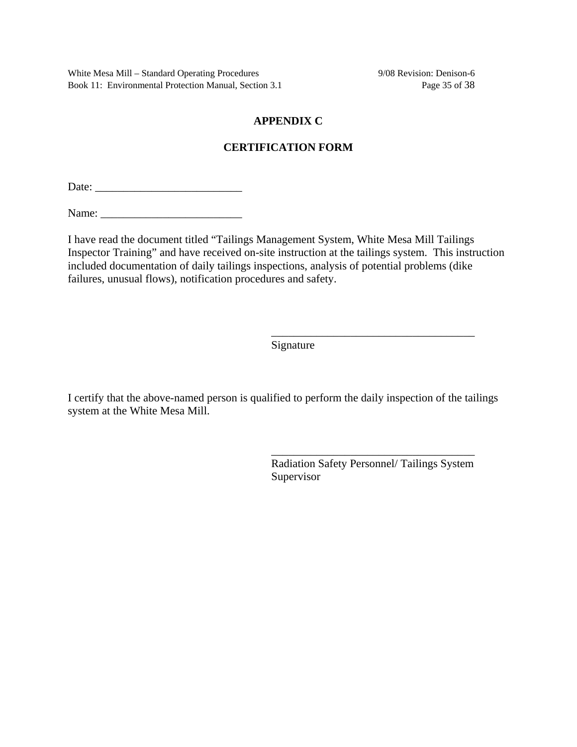## APPENDIX C

## CERTIFICATION FORM

Date: __________________________

Name: _________________________

I have read the document titled "Tailings Management System, White Mesa Mill Tailings Inspector Training" and have received on-site instruction at the tailings system. This instruction included documentation of daily tailings inspections, analysis of potential problems (dike failures, unusual flows), notification procedures and safety.

____________________________________
Signature

I certify that the above-named person is qualified to perform the daily inspection of the tailings system at the White Mesa Mill.

____________________________________
Radiation Safety Personnel/ Tailings System Supervisor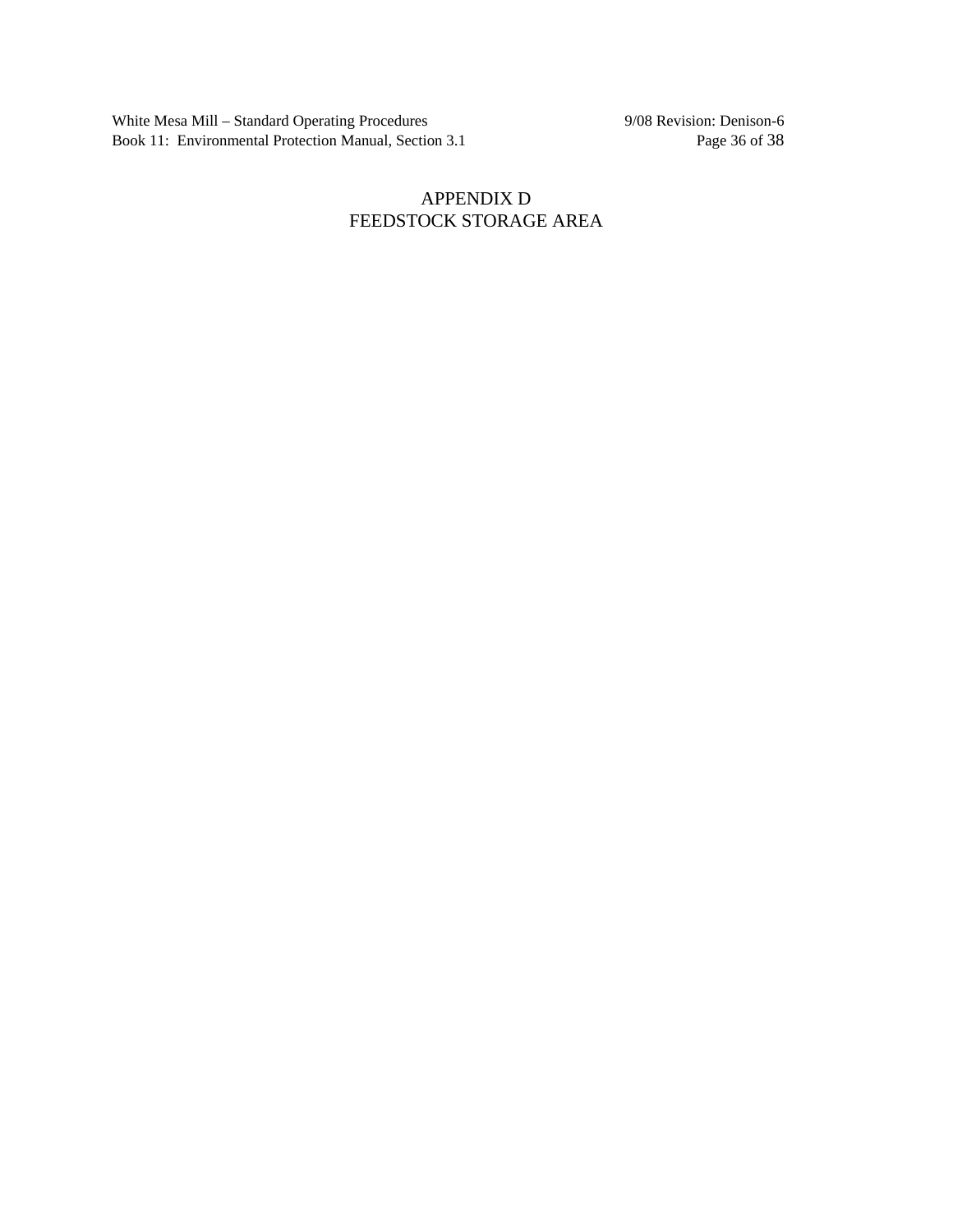# APPENDIX D
# FEEDSTOCK STORAGE AREA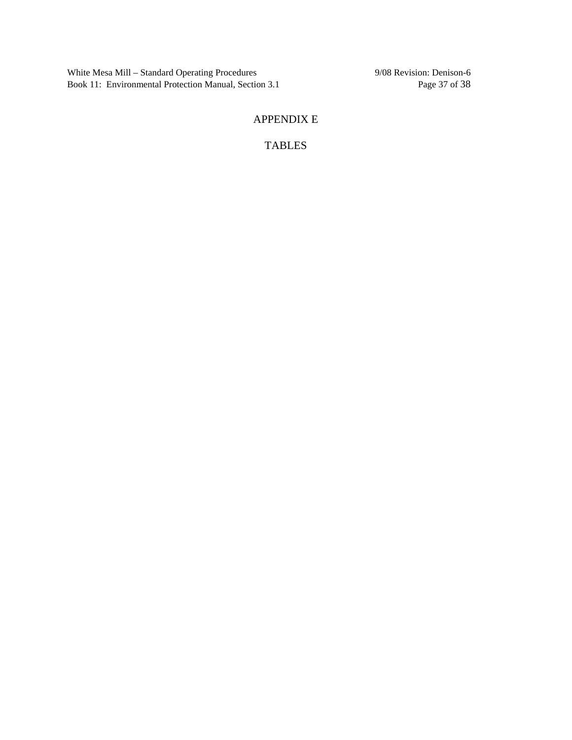# APPENDIX E

## TABLES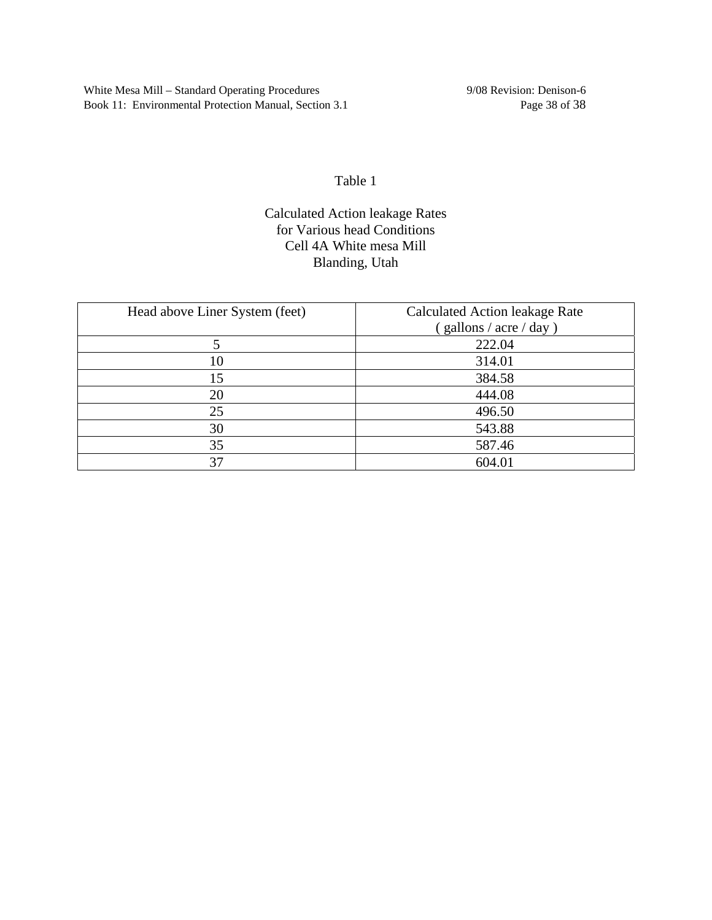Table 1

Calculated Action leakage Rates
for Various head Conditions
Cell 4A White mesa Mill
Blanding, Utah

| Head above Liner System (feet) | Calculated Action leakage Rate ( gallons / acre / day ) |
|---|---|
| 5 | 222.04 |
| 10 | 314.01 |
| 15 | 384.58 |
| 20 | 444.08 |
| 25 | 496.50 |
| 30 | 543.88 |
| 35 | 587.46 |
| 37 | 604.01 |